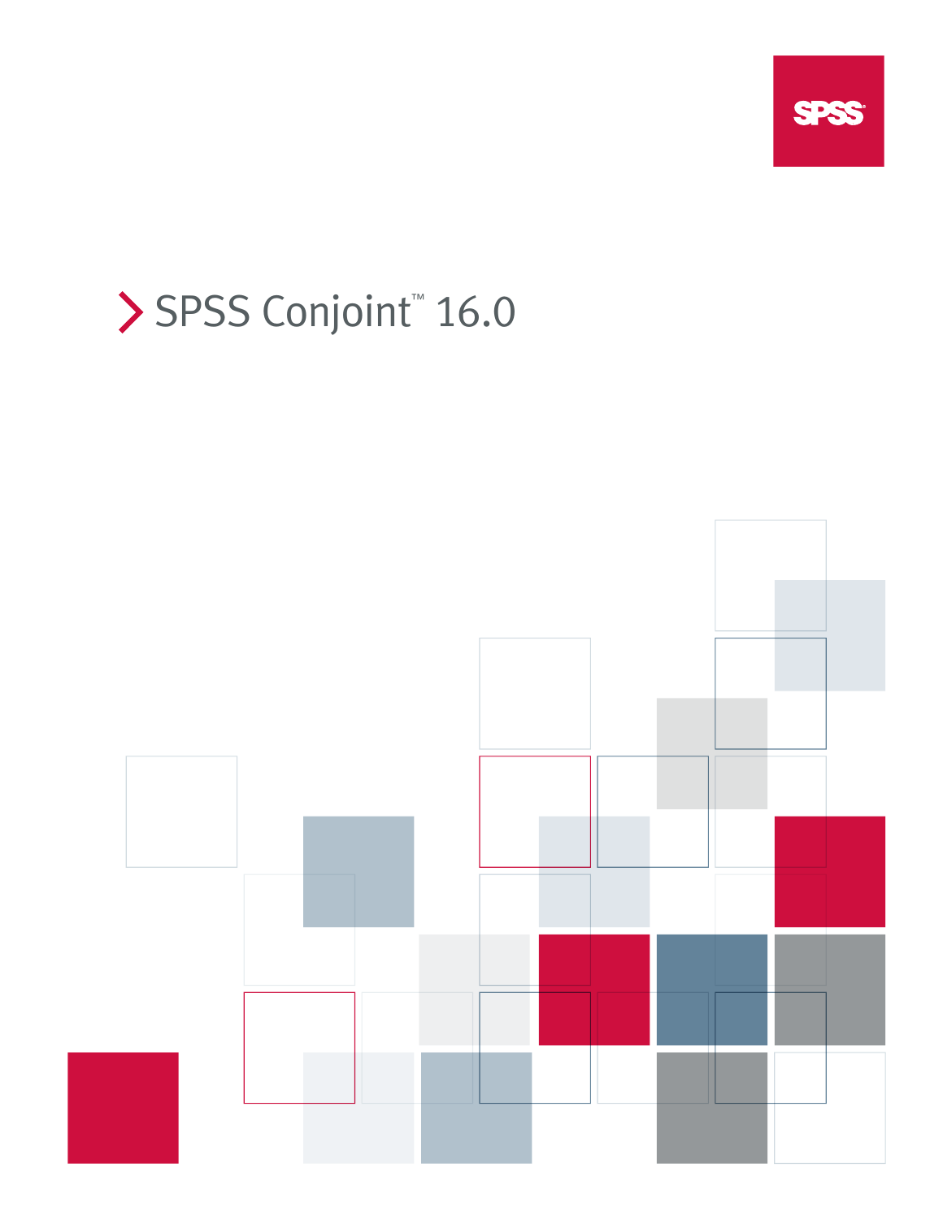# SPSS Conjoint™ 16.0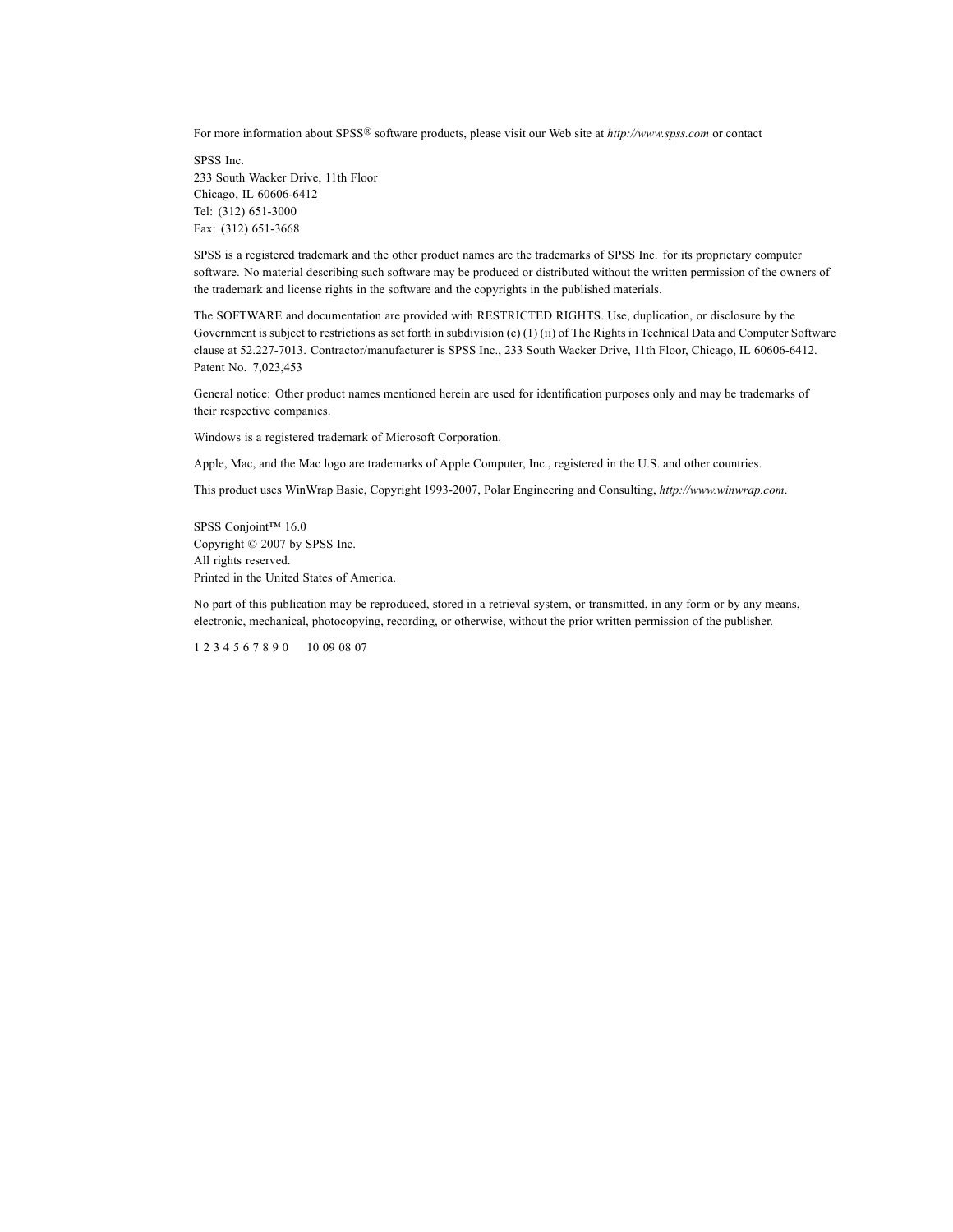For more information about SPSS® software products, please visit our Web site at *http://www.spss.com* or contact

SPSS Inc.
233 South Wacker Drive, 11th Floor
Chicago, IL 60606-6412
Tel: (312) 651-3000
Fax: (312) 651-3668

SPSS is a registered trademark and the other product names are the trademarks of SPSS Inc. for its proprietary computer software. No material describing such software may be produced or distributed without the written permission of the owners of the trademark and license rights in the software and the copyrights in the published materials.

The SOFTWARE and documentation are provided with RESTRICTED RIGHTS. Use, duplication, or disclosure by the Government is subject to restrictions as set forth in subdivision (c) (1) (ii) of The Rights in Technical Data and Computer Software clause at 52.227-7013. Contractor/manufacturer is SPSS Inc., 233 South Wacker Drive, 11th Floor, Chicago, IL 60606-6412.
Patent No. 7,023,453

General notice: Other product names mentioned herein are used for identification purposes only and may be trademarks of their respective companies.

Windows is a registered trademark of Microsoft Corporation.

Apple, Mac, and the Mac logo are trademarks of Apple Computer, Inc., registered in the U.S. and other countries.

This product uses WinWrap Basic, Copyright 1993-2007, Polar Engineering and Consulting, *http://www.winwrap.com*.

SPSS Conjoint™ 16.0
Copyright © 2007 by SPSS Inc.
All rights reserved.
Printed in the United States of America.

No part of this publication may be reproduced, stored in a retrieval system, or transmitted, in any form or by any means, electronic, mechanical, photocopying, recording, or otherwise, without the prior written permission of the publisher.

1 2 3 4 5 6 7 8 9 0 10 09 08 07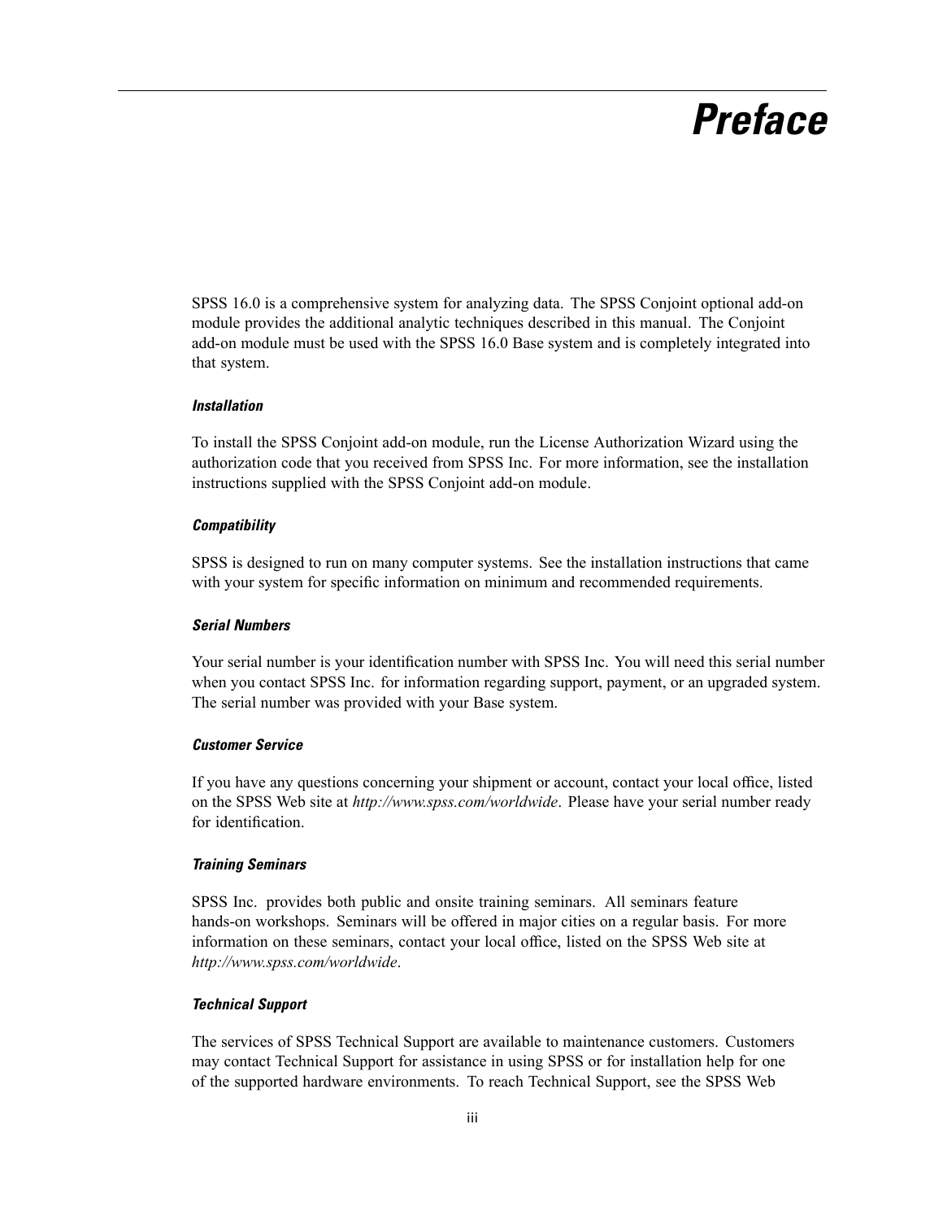# Preface

SPSS 16.0 is a comprehensive system for analyzing data. The SPSS Conjoint optional add-on module provides the additional analytic techniques described in this manual. The Conjoint add-on module must be used with the SPSS 16.0 Base system and is completely integrated into that system.

#### *Installation*

To install the SPSS Conjoint add-on module, run the License Authorization Wizard using the authorization code that you received from SPSS Inc. For more information, see the installation instructions supplied with the SPSS Conjoint add-on module.

#### *Compatibility*

SPSS is designed to run on many computer systems. See the installation instructions that came with your system for specific information on minimum and recommended requirements.

#### *Serial Numbers*

Your serial number is your identification number with SPSS Inc. You will need this serial number when you contact SPSS Inc. for information regarding support, payment, or an upgraded system. The serial number was provided with your Base system.

#### *Customer Service*

If you have any questions concerning your shipment or account, contact your local office, listed on the SPSS Web site at *http://www.spss.com/worldwide*. Please have your serial number ready for identification.

#### *Training Seminars*

SPSS Inc. provides both public and onsite training seminars. All seminars feature hands-on workshops. Seminars will be offered in major cities on a regular basis. For more information on these seminars, contact your local office, listed on the SPSS Web site at *http://www.spss.com/worldwide*.

#### *Technical Support*

The services of SPSS Technical Support are available to maintenance customers. Customers may contact Technical Support for assistance in using SPSS or for installation help for one of the supported hardware environments. To reach Technical Support, see the SPSS Web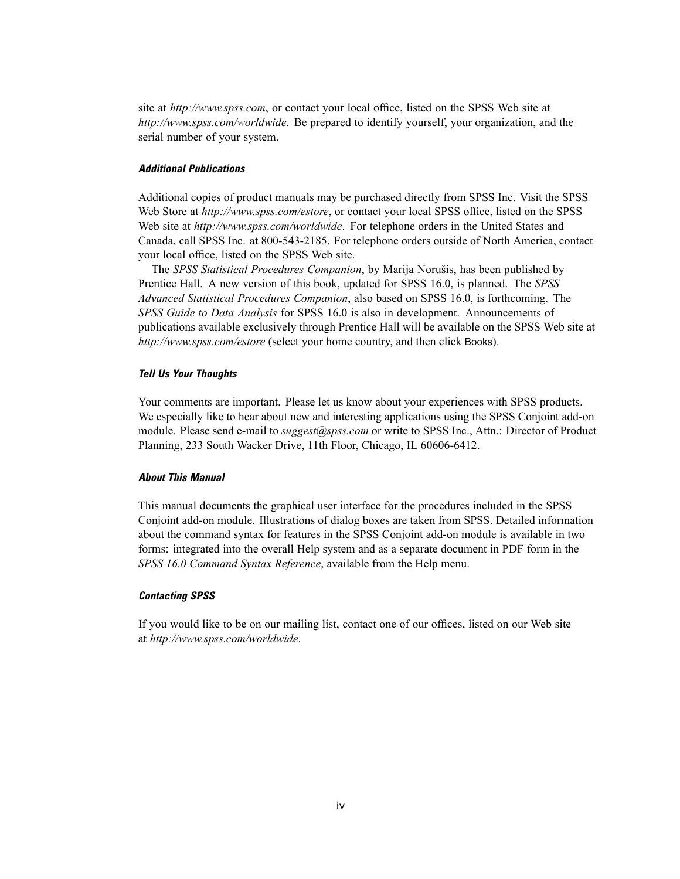site at *http://www.spss.com*, or contact your local office, listed on the SPSS Web site at *http://www.spss.com/worldwide*. Be prepared to identify yourself, your organization, and the serial number of your system.

### *Additional Publications*

Additional copies of product manuals may be purchased directly from SPSS Inc. Visit the SPSS Web Store at *http://www.spss.com/estore*, or contact your local SPSS office, listed on the SPSS Web site at *http://www.spss.com/worldwide*. For telephone orders in the United States and Canada, call SPSS Inc. at 800-543-2185. For telephone orders outside of North America, contact your local office, listed on the SPSS Web site.

The *SPSS Statistical Procedures Companion*, by Marija Norušis, has been published by Prentice Hall. A new version of this book, updated for SPSS 16.0, is planned. The *SPSS Advanced Statistical Procedures Companion*, also based on SPSS 16.0, is forthcoming. The *SPSS Guide to Data Analysis* for SPSS 16.0 is also in development. Announcements of publications available exclusively through Prentice Hall will be available on the SPSS Web site at *http://www.spss.com/estore* (select your home country, and then click Books).

### *Tell Us Your Thoughts*

Your comments are important. Please let us know about your experiences with SPSS products. We especially like to hear about new and interesting applications using the SPSS Conjoint add-on module. Please send e-mail to *suggest@spss.com* or write to SPSS Inc., Attn.: Director of Product Planning, 233 South Wacker Drive, 11th Floor, Chicago, IL 60606-6412.

### *About This Manual*

This manual documents the graphical user interface for the procedures included in the SPSS Conjoint add-on module. Illustrations of dialog boxes are taken from SPSS. Detailed information about the command syntax for features in the SPSS Conjoint add-on module is available in two forms: integrated into the overall Help system and as a separate document in PDF form in the *SPSS 16.0 Command Syntax Reference*, available from the Help menu.

### *Contacting SPSS*

If you would like to be on our mailing list, contact one of our offices, listed on our Web site at *http://www.spss.com/worldwide*.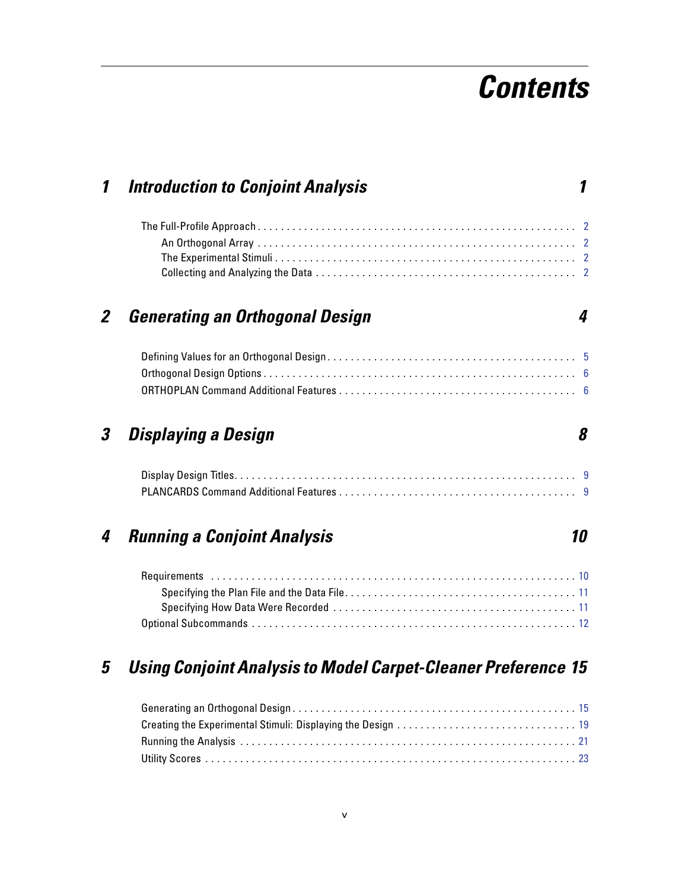# Contents

## 1 Introduction to Conjoint Analysis 1

The Full-Profile Approach . . . . . . . . . . . . . . . . . . . . . . . . . . . . . . . . . . . . . . . . . . . . . . . . . . . . . 2
- An Orthogonal Array . . . . . . . . . . . . . . . . . . . . . . . . . . . . . . . . . . . . . . . . . . . . . . . . . . . . . . 2
- The Experimental Stimuli . . . . . . . . . . . . . . . . . . . . . . . . . . . . . . . . . . . . . . . . . . . . . . . . . . . 2
- Collecting and Analyzing the Data . . . . . . . . . . . . . . . . . . . . . . . . . . . . . . . . . . . . . . . . . . . . 2

## 2 Generating an Orthogonal Design 4

Defining Values for an Orthogonal Design. . . . . . . . . . . . . . . . . . . . . . . . . . . . . . . . . . . . . . . . . . 5
Orthogonal Design Options . . . . . . . . . . . . . . . . . . . . . . . . . . . . . . . . . . . . . . . . . . . . . . . . . . . . 6
ORTHOPLAN Command Additional Features . . . . . . . . . . . . . . . . . . . . . . . . . . . . . . . . . . . . . . . . 6

## 3 Displaying a Design 8

Display Design Titles. . . . . . . . . . . . . . . . . . . . . . . . . . . . . . . . . . . . . . . . . . . . . . . . . . . . . . . . . 9
PLANCARDS Command Additional Features . . . . . . . . . . . . . . . . . . . . . . . . . . . . . . . . . . . . . . . . 9

## 4 Running a Conjoint Analysis 10

Requirements . . . . . . . . . . . . . . . . . . . . . . . . . . . . . . . . . . . . . . . . . . . . . . . . . . . . . . . . . . . . . 10
- Specifying the Plan File and the Data File. . . . . . . . . . . . . . . . . . . . . . . . . . . . . . . . . . . . . . . 11
- Specifying How Data Were Recorded . . . . . . . . . . . . . . . . . . . . . . . . . . . . . . . . . . . . . . . . . . 11

Optional Subcommands . . . . . . . . . . . . . . . . . . . . . . . . . . . . . . . . . . . . . . . . . . . . . . . . . . . . . . . 12

## 5 Using Conjoint Analysis to Model Carpet-Cleaner Preference 15

Generating an Orthogonal Design. . . . . . . . . . . . . . . . . . . . . . . . . . . . . . . . . . . . . . . . . . . . . . . . 15
Creating the Experimental Stimuli: Displaying the Design . . . . . . . . . . . . . . . . . . . . . . . . . . . . . . . 19
Running the Analysis . . . . . . . . . . . . . . . . . . . . . . . . . . . . . . . . . . . . . . . . . . . . . . . . . . . . . . . . . 21
Utility Scores . . . . . . . . . . . . . . . . . . . . . . . . . . . . . . . . . . . . . . . . . . . . . . . . . . . . . . . . . . . . . . . 23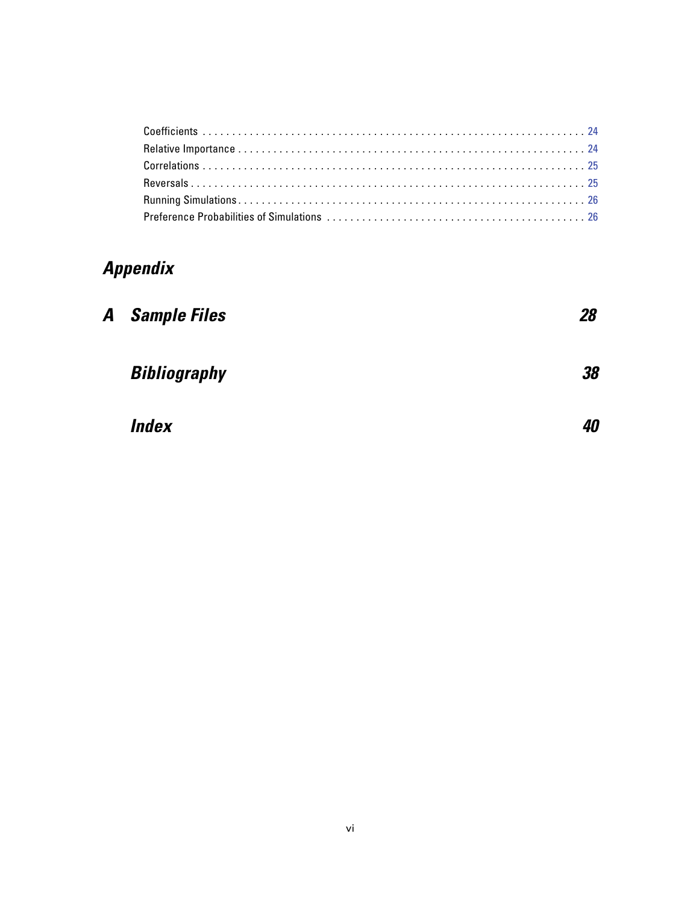Coefficients . . . . . . . . . . . . . . . . . . . . . . . . . . . . . . . . . . . . . . . . . . . . . . . . . . . . . . . . . . . . . . . . . . 24
Relative Importance . . . . . . . . . . . . . . . . . . . . . . . . . . . . . . . . . . . . . . . . . . . . . . . . . . . . . . . . . . . . . 24
Correlations . . . . . . . . . . . . . . . . . . . . . . . . . . . . . . . . . . . . . . . . . . . . . . . . . . . . . . . . . . . . . . . . . . 25
Reversals . . . . . . . . . . . . . . . . . . . . . . . . . . . . . . . . . . . . . . . . . . . . . . . . . . . . . . . . . . . . . . . . . . . . 25
Running Simulations . . . . . . . . . . . . . . . . . . . . . . . . . . . . . . . . . . . . . . . . . . . . . . . . . . . . . . . . . . . . . 26
Preference Probabilities of Simulations . . . . . . . . . . . . . . . . . . . . . . . . . . . . . . . . . . . . . . . . . . . . 26

# *Appendix*

## *A Sample Files* 28

## *Bibliography* 38

## *Index* 40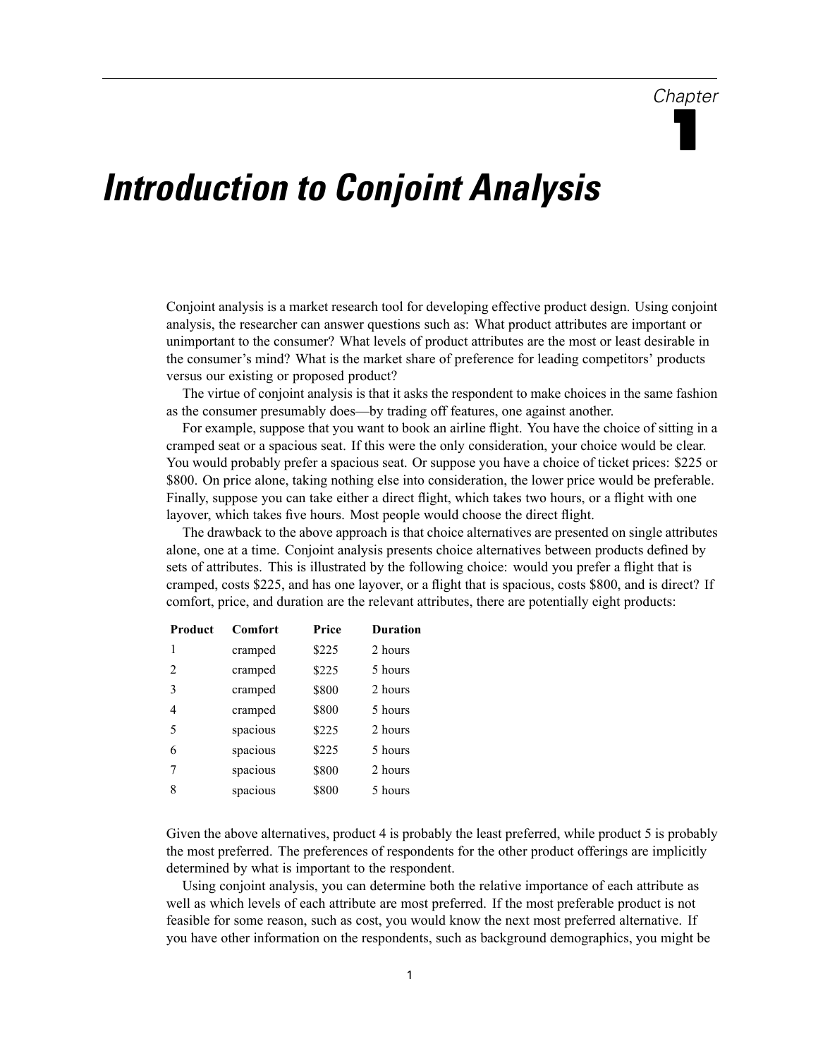# Chapter 1

# *Introduction to Conjoint Analysis*

Conjoint analysis is a market research tool for developing effective product design. Using conjoint analysis, the researcher can answer questions such as: What product attributes are important or unimportant to the consumer? What levels of product attributes are the most or least desirable in the consumer's mind? What is the market share of preference for leading competitors' products versus our existing or proposed product?

The virtue of conjoint analysis is that it asks the respondent to make choices in the same fashion as the consumer presumably does—by trading off features, one against another.

For example, suppose that you want to book an airline flight. You have the choice of sitting in a cramped seat or a spacious seat. If this were the only consideration, your choice would be clear. You would probably prefer a spacious seat. Or suppose you have a choice of ticket prices: $225 or $800. On price alone, taking nothing else into consideration, the lower price would be preferable. Finally, suppose you can take either a direct flight, which takes two hours, or a flight with one layover, which takes five hours. Most people would choose the direct flight.

The drawback to the above approach is that choice alternatives are presented on single attributes alone, one at a time. Conjoint analysis presents choice alternatives between products defined by sets of attributes. This is illustrated by the following choice: would you prefer a flight that is cramped, costs $225, and has one layover, or a flight that is spacious, costs $800, and is direct? If comfort, price, and duration are the relevant attributes, there are potentially eight products:

| Product | Comfort | Price | Duration |
|---|---|---|---|
| 1 | cramped | $225 | 2 hours |
| 2 | cramped | $225 | 5 hours |
| 3 | cramped | $800 | 2 hours |
| 4 | cramped | $800 | 5 hours |
| 5 | spacious | $225 | 2 hours |
| 6 | spacious | $225 | 5 hours |
| 7 | spacious | $800 | 2 hours |
| 8 | spacious | $800 | 5 hours |

Given the above alternatives, product 4 is probably the least preferred, while product 5 is probably the most preferred. The preferences of respondents for the other product offerings are implicitly determined by what is important to the respondent.

Using conjoint analysis, you can determine both the relative importance of each attribute as well as which levels of each attribute are most preferred. If the most preferable product is not feasible for some reason, such as cost, you would know the next most preferred alternative. If you have other information on the respondents, such as background demographics, you might be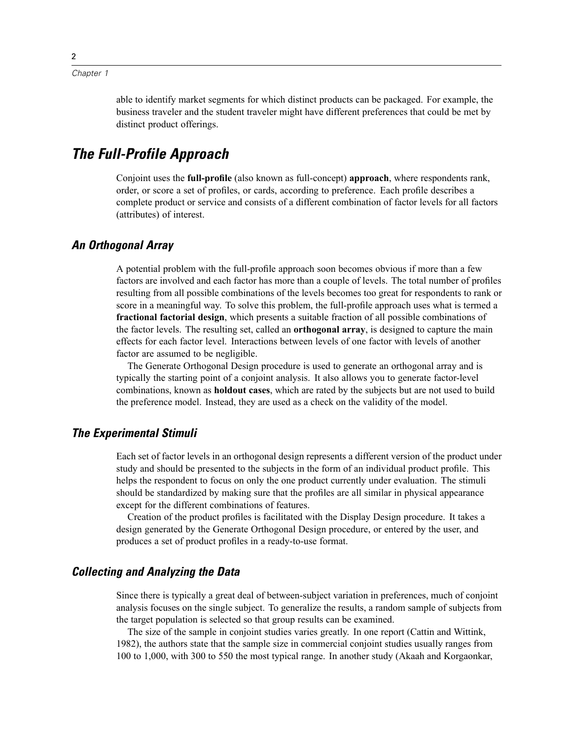able to identify market segments for which distinct products can be packaged. For example, the business traveler and the student traveler might have different preferences that could be met by distinct product offerings.

## The Full-Profile Approach

Conjoint uses the **full-profile** (also known as full-concept) **approach**, where respondents rank, order, or score a set of profiles, or cards, according to preference. Each profile describes a complete product or service and consists of a different combination of factor levels for all factors (attributes) of interest.

### An Orthogonal Array

A potential problem with the full-profile approach soon becomes obvious if more than a few factors are involved and each factor has more than a couple of levels. The total number of profiles resulting from all possible combinations of the levels becomes too great for respondents to rank or score in a meaningful way. To solve this problem, the full-profile approach uses what is termed a **fractional factorial design**, which presents a suitable fraction of all possible combinations of the factor levels. The resulting set, called an **orthogonal array**, is designed to capture the main effects for each factor level. Interactions between levels of one factor with levels of another factor are assumed to be negligible.

The Generate Orthogonal Design procedure is used to generate an orthogonal array and is typically the starting point of a conjoint analysis. It also allows you to generate factor-level combinations, known as **holdout cases**, which are rated by the subjects but are not used to build the preference model. Instead, they are used as a check on the validity of the model.

### The Experimental Stimuli

Each set of factor levels in an orthogonal design represents a different version of the product under study and should be presented to the subjects in the form of an individual product profile. This helps the respondent to focus on only the one product currently under evaluation. The stimuli should be standardized by making sure that the profiles are all similar in physical appearance except for the different combinations of features.

Creation of the product profiles is facilitated with the Display Design procedure. It takes a design generated by the Generate Orthogonal Design procedure, or entered by the user, and produces a set of product profiles in a ready-to-use format.

### Collecting and Analyzing the Data

Since there is typically a great deal of between-subject variation in preferences, much of conjoint analysis focuses on the single subject. To generalize the results, a random sample of subjects from the target population is selected so that group results can be examined.

The size of the sample in conjoint studies varies greatly. In one report (Cattin and Wittink, 1982), the authors state that the sample size in commercial conjoint studies usually ranges from 100 to 1,000, with 300 to 550 the most typical range. In another study (Akaah and Korgaonkar,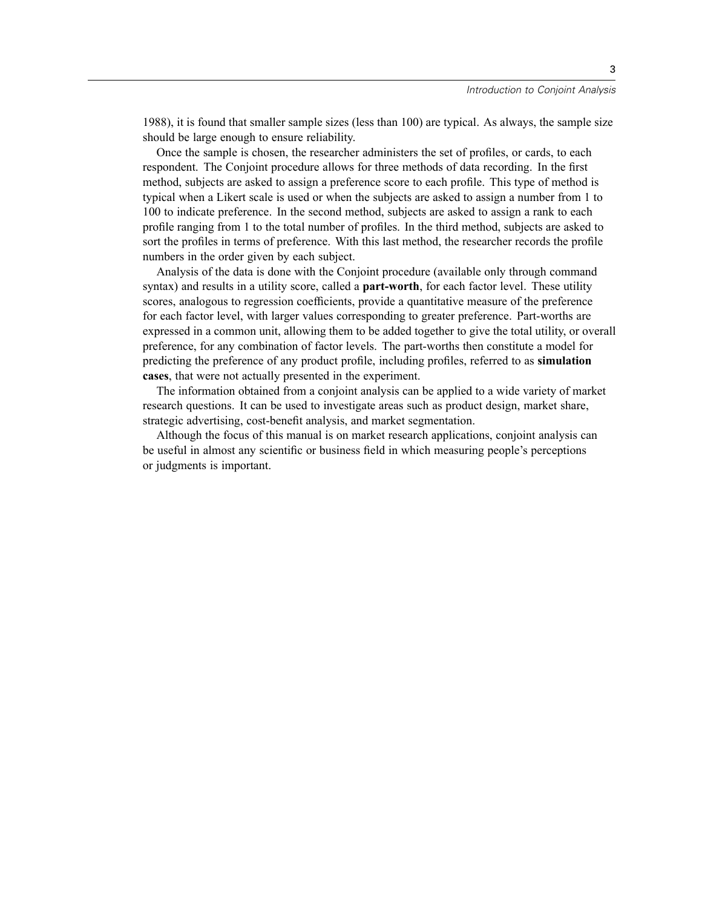1988), it is found that smaller sample sizes (less than 100) are typical. As always, the sample size should be large enough to ensure reliability.

Once the sample is chosen, the researcher administers the set of profiles, or cards, to each respondent. The Conjoint procedure allows for three methods of data recording. In the first method, subjects are asked to assign a preference score to each profile. This type of method is typical when a Likert scale is used or when the subjects are asked to assign a number from 1 to 100 to indicate preference. In the second method, subjects are asked to assign a rank to each profile ranging from 1 to the total number of profiles. In the third method, subjects are asked to sort the profiles in terms of preference. With this last method, the researcher records the profile numbers in the order given by each subject.

Analysis of the data is done with the Conjoint procedure (available only through command syntax) and results in a utility score, called a **part-worth**, for each factor level. These utility scores, analogous to regression coefficients, provide a quantitative measure of the preference for each factor level, with larger values corresponding to greater preference. Part-worths are expressed in a common unit, allowing them to be added together to give the total utility, or overall preference, for any combination of factor levels. The part-worths then constitute a model for predicting the preference of any product profile, including profiles, referred to as **simulation cases**, that were not actually presented in the experiment.

The information obtained from a conjoint analysis can be applied to a wide variety of market research questions. It can be used to investigate areas such as product design, market share, strategic advertising, cost-benefit analysis, and market segmentation.

Although the focus of this manual is on market research applications, conjoint analysis can be useful in almost any scientific or business field in which measuring people's perceptions or judgments is important.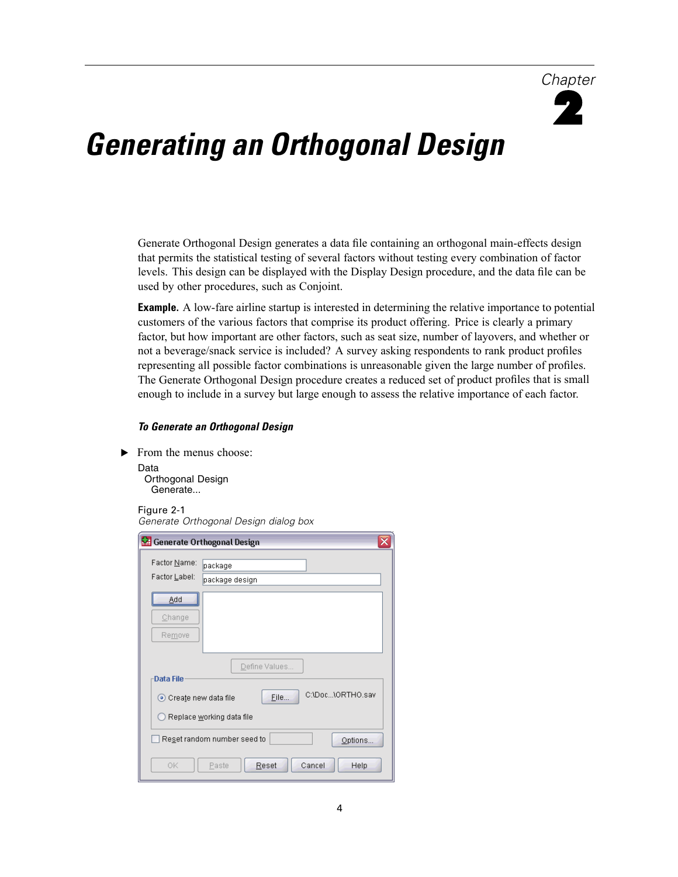Chapter 2

# Generating an Orthogonal Design

Generate Orthogonal Design generates a data file containing an orthogonal main-effects design that permits the statistical testing of several factors without testing every combination of factor levels. This design can be displayed with the Display Design procedure, and the data file can be used by other procedures, such as Conjoint.

**Example.** A low-fare airline startup is interested in determining the relative importance to potential customers of the various factors that comprise its product offering. Price is clearly a primary factor, but how important are other factors, such as seat size, number of layovers, and whether or not a beverage/snack service is included? A survey asking respondents to rank product profiles representing all possible factor combinations is unreasonable given the large number of profiles. The Generate Orthogonal Design procedure creates a reduced set of product profiles that is small enough to include in a survey but large enough to assess the relative importance of each factor.

### To Generate an Orthogonal Design

▶ From the menus choose:

Data
  Orthogonal Design
    Generate...

Figure 2-1
*Generate Orthogonal Design dialog box*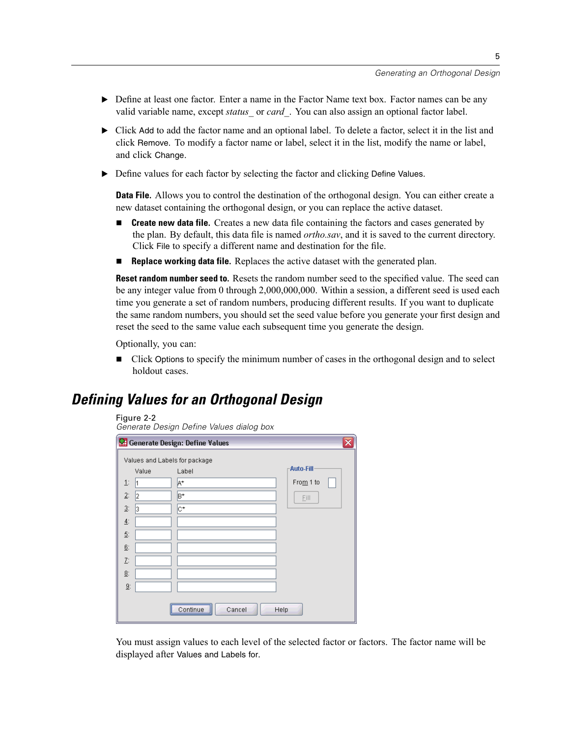- ▶ Define at least one factor. Enter a name in the Factor Name text box. Factor names can be any valid variable name, except *status_* or *card_*. You can also assign an optional factor label.
- ▶ Click Add to add the factor name and an optional label. To delete a factor, select it in the list and click Remove. To modify a factor name or label, select it in the list, modify the name or label, and click Change.
- ▶ Define values for each factor by selecting the factor and clicking Define Values.

**Data File.** Allows you to control the destination of the orthogonal design. You can either create a new dataset containing the orthogonal design, or you can replace the active dataset.

- **Create new data file.** Creates a new data file containing the factors and cases generated by the plan. By default, this data file is named *ortho.sav*, and it is saved to the current directory. Click File to specify a different name and destination for the file.
- **Replace working data file.** Replaces the active dataset with the generated plan.

**Reset random number seed to.** Resets the random number seed to the specified value. The seed can be any integer value from 0 through 2,000,000,000. Within a session, a different seed is used each time you generate a set of random numbers, producing different results. If you want to duplicate the same random numbers, you should set the seed value before you generate your first design and reset the seed to the same value each subsequent time you generate the design.

Optionally, you can:

- Click Options to specify the minimum number of cases in the orthogonal design and to select holdout cases.

## Defining Values for an Orthogonal Design

Figure 2-2
*Generate Design Define Values dialog box*

You must assign values to each level of the selected factor or factors. The factor name will be displayed after Values and Labels for.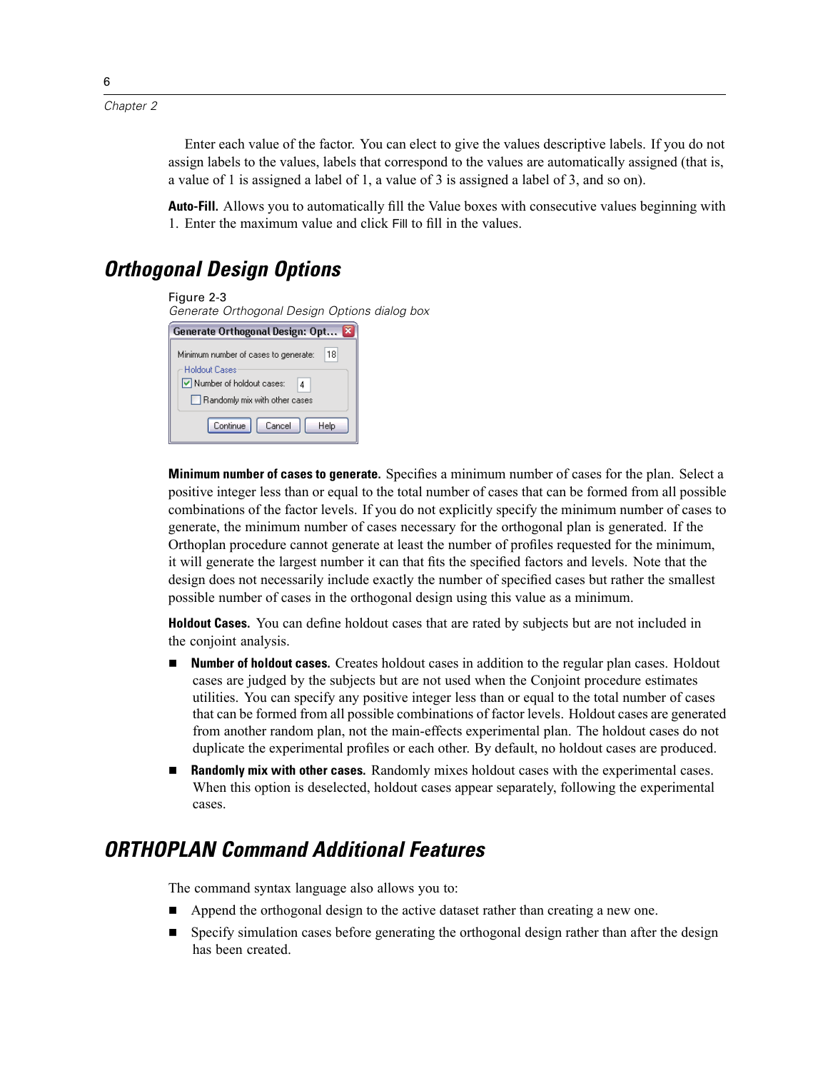Enter each value of the factor. You can elect to give the values descriptive labels. If you do not assign labels to the values, labels that correspond to the values are automatically assigned (that is, a value of 1 is assigned a label of 1, a value of 3 is assigned a label of 3, and so on).

**Auto-Fill.** Allows you to automatically fill the Value boxes with consecutive values beginning with 1. Enter the maximum value and click Fill to fill in the values.

## Orthogonal Design Options

Figure 2-3
*Generate Orthogonal Design Options dialog box*

Generate Orthogonal Design: Opt...
Minimum number of cases to generate: 18
Holdout Cases
Number of holdout cases: 4
Randomly mix with other cases
Continue Cancel Help

**Minimum number of cases to generate.** Specifies a minimum number of cases for the plan. Select a positive integer less than or equal to the total number of cases that can be formed from all possible combinations of the factor levels. If you do not explicitly specify the minimum number of cases to generate, the minimum number of cases necessary for the orthogonal plan is generated. If the Orthoplan procedure cannot generate at least the number of profiles requested for the minimum, it will generate the largest number it can that fits the specified factors and levels. Note that the design does not necessarily include exactly the number of specified cases but rather the smallest possible number of cases in the orthogonal design using this value as a minimum.

**Holdout Cases.** You can define holdout cases that are rated by subjects but are not included in the conjoint analysis.

- **Number of holdout cases.** Creates holdout cases in addition to the regular plan cases. Holdout cases are judged by the subjects but are not used when the Conjoint procedure estimates utilities. You can specify any positive integer less than or equal to the total number of cases that can be formed from all possible combinations of factor levels. Holdout cases are generated from another random plan, not the main-effects experimental plan. The holdout cases do not duplicate the experimental profiles or each other. By default, no holdout cases are produced.
- **Randomly mix with other cases.** Randomly mixes holdout cases with the experimental cases. When this option is deselected, holdout cases appear separately, following the experimental cases.

## ORTHOPLAN Command Additional Features

The command syntax language also allows you to:

- Append the orthogonal design to the active dataset rather than creating a new one.
- Specify simulation cases before generating the orthogonal design rather than after the design has been created.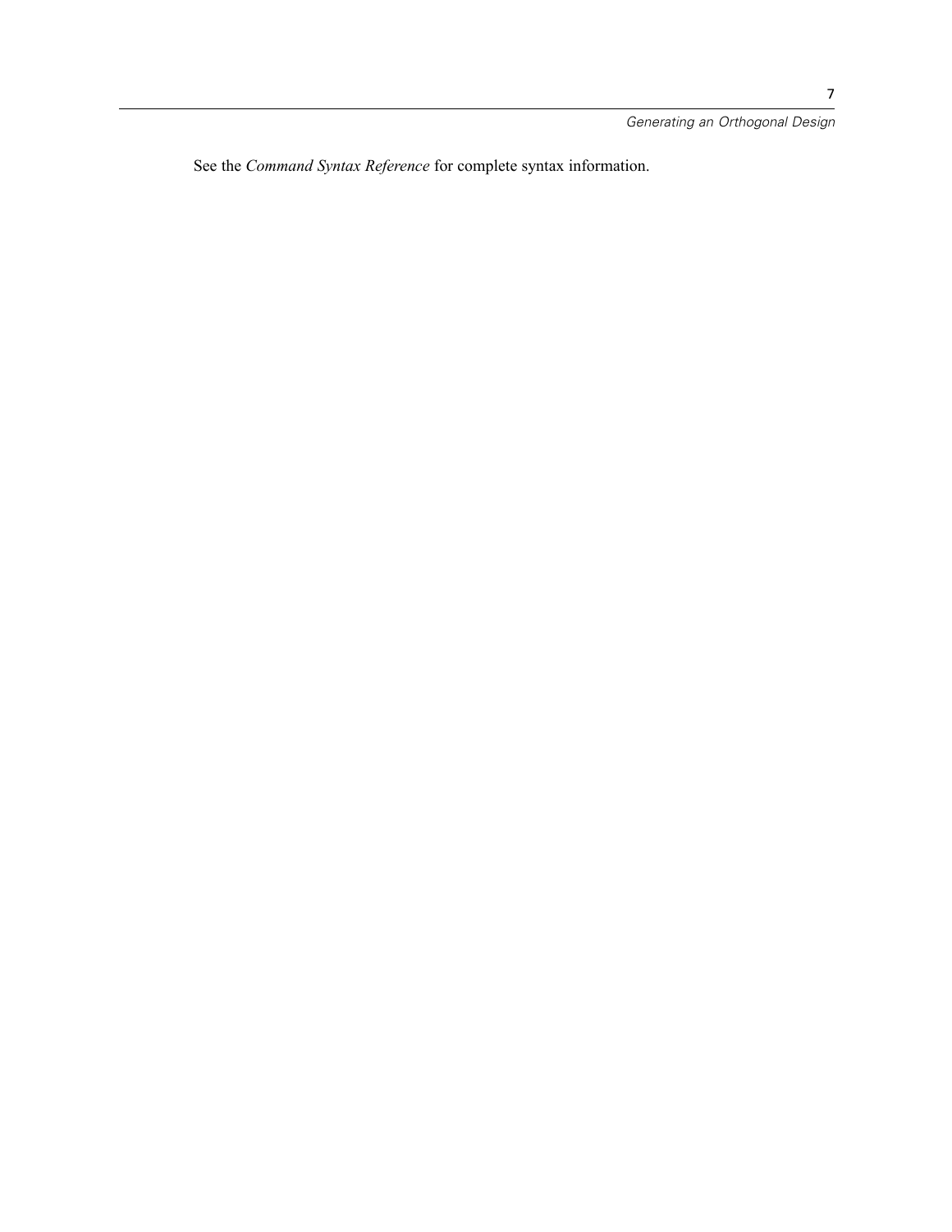See the *Command Syntax Reference* for complete syntax information.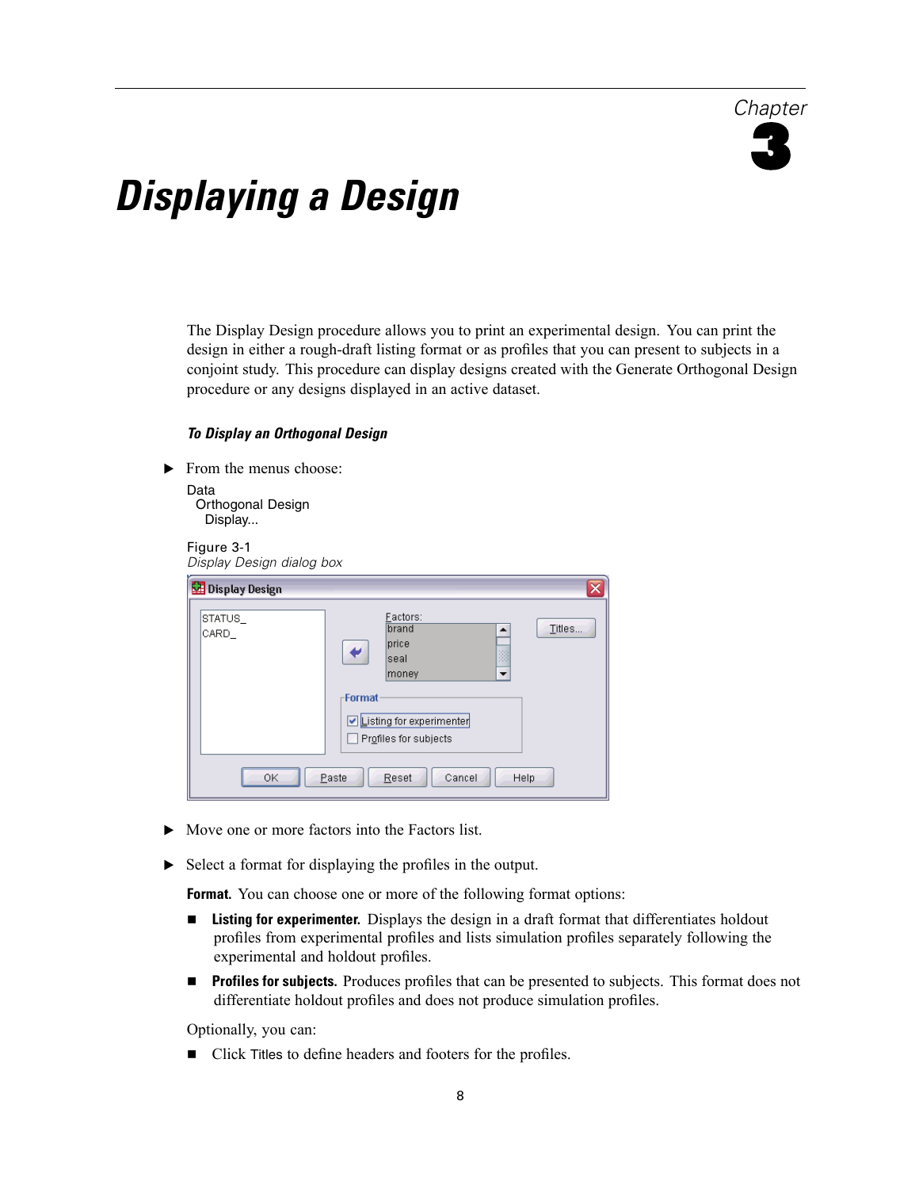# Chapter 3

# Displaying a Design

The Display Design procedure allows you to print an experimental design. You can print the design in either a rough-draft listing format or as profiles that you can present to subjects in a conjoint study. This procedure can display designs created with the Generate Orthogonal Design procedure or any designs displayed in an active dataset.

### *To Display an Orthogonal Design*

▶ From the menus choose:

Data
  Orthogonal Design
    Display...

Figure 3-1
*Display Design dialog box*

▶ Move one or more factors into the Factors list.

▶ Select a format for displaying the profiles in the output.

**Format.** You can choose one or more of the following format options:

- **Listing for experimenter.** Displays the design in a draft format that differentiates holdout profiles from experimental profiles and lists simulation profiles separately following the experimental and holdout profiles.
- **Profiles for subjects.** Produces profiles that can be presented to subjects. This format does not differentiate holdout profiles and does not produce simulation profiles.

Optionally, you can:

- Click Titles to define headers and footers for the profiles.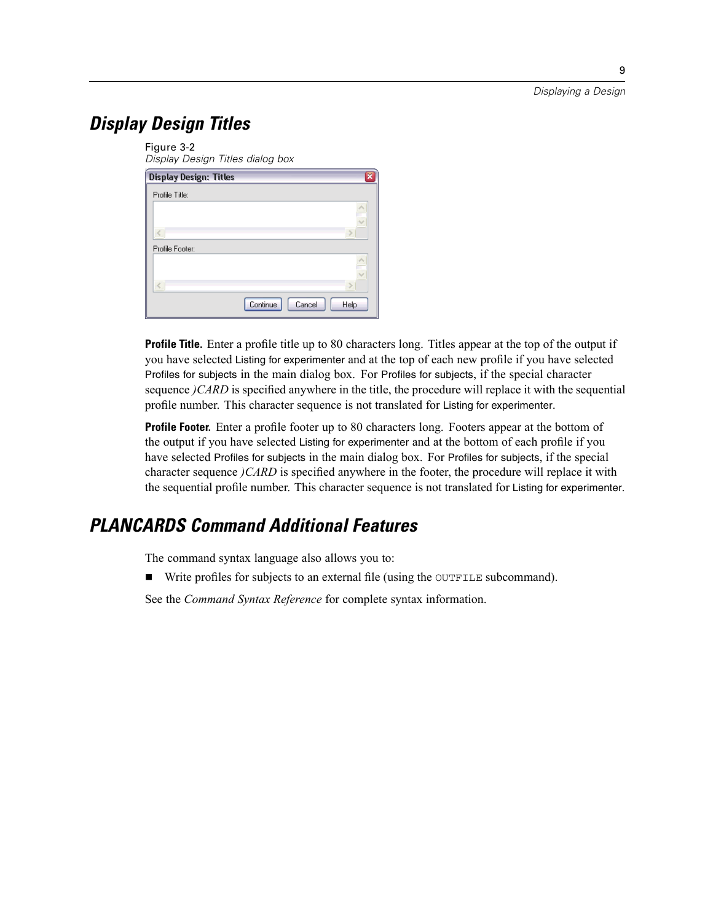## Display Design Titles

Figure 3-2
*Display Design Titles dialog box*

**Profile Title.** Enter a profile title up to 80 characters long. Titles appear at the top of the output if you have selected Listing for experimenter and at the top of each new profile if you have selected Profiles for subjects in the main dialog box. For Profiles for subjects, if the special character sequence *)CARD* is specified anywhere in the title, the procedure will replace it with the sequential profile number. This character sequence is not translated for Listing for experimenter.

**Profile Footer.** Enter a profile footer up to 80 characters long. Footers appear at the bottom of the output if you have selected Listing for experimenter and at the bottom of each profile if you have selected Profiles for subjects in the main dialog box. For Profiles for subjects, if the special character sequence *)CARD* is specified anywhere in the footer, the procedure will replace it with the sequential profile number. This character sequence is not translated for Listing for experimenter.

## PLANCARDS Command Additional Features

The command syntax language also allows you to:

- Write profiles for subjects to an external file (using the `OUTFILE` subcommand).

See the *Command Syntax Reference* for complete syntax information.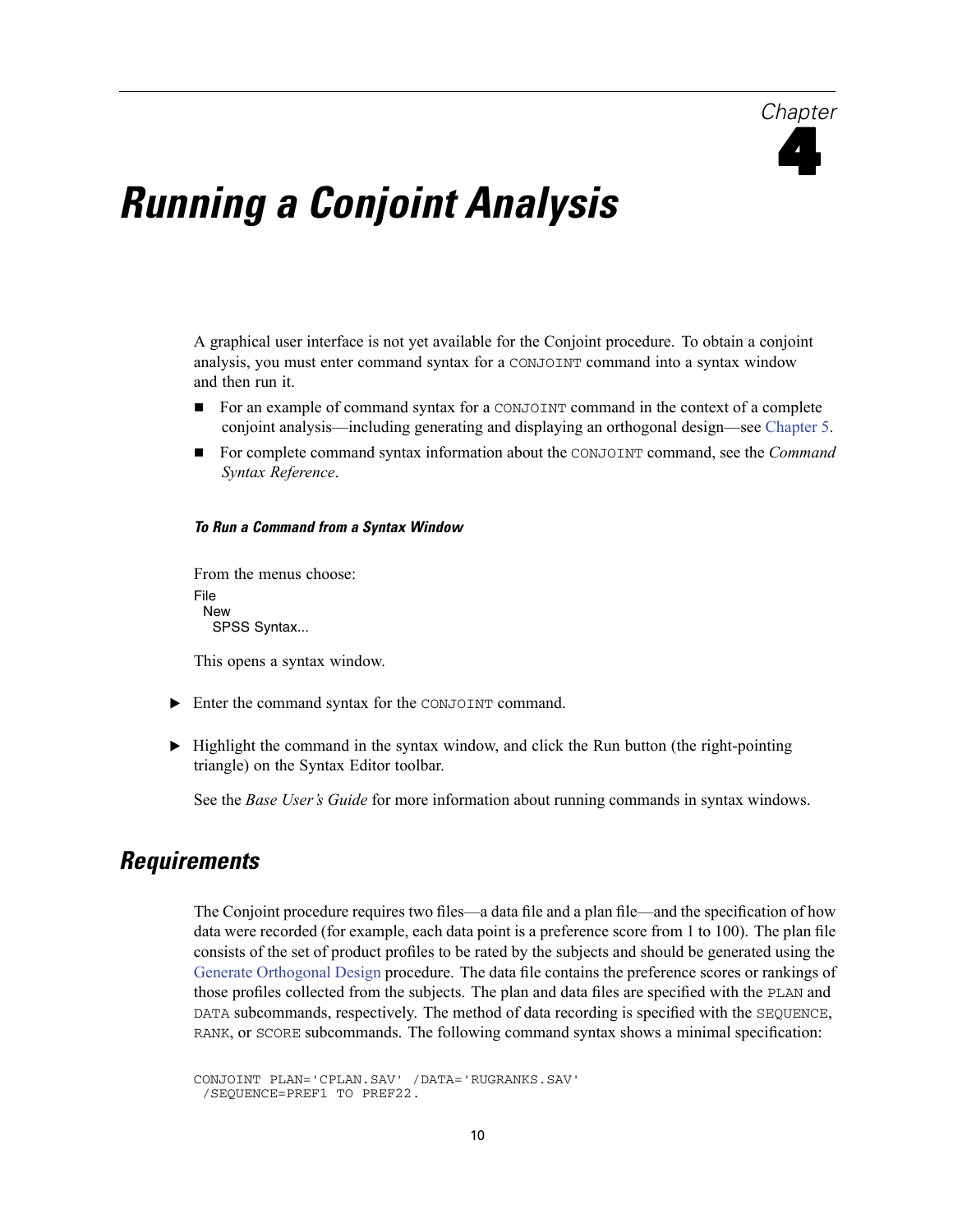Chapter 4

# Running a Conjoint Analysis

A graphical user interface is not yet available for the Conjoint procedure. To obtain a conjoint analysis, you must enter command syntax for a `CONJOINT` command into a syntax window and then run it.

- For an example of command syntax for a `CONJOINT` command in the context of a complete conjoint analysis—including generating and displaying an orthogonal design—see Chapter 5.
- For complete command syntax information about the `CONJOINT` command, see the *Command Syntax Reference*.

#### *To Run a Command from a Syntax Window*

From the menus choose:

File
  New
    SPSS Syntax...

This opens a syntax window.

► Enter the command syntax for the `CONJOINT` command.

► Highlight the command in the syntax window, and click the Run button (the right-pointing triangle) on the Syntax Editor toolbar.

See the *Base User's Guide* for more information about running commands in syntax windows.

## Requirements

The Conjoint procedure requires two files—a data file and a plan file—and the specification of how data were recorded (for example, each data point is a preference score from 1 to 100). The plan file consists of the set of product profiles to be rated by the subjects and should be generated using the Generate Orthogonal Design procedure. The data file contains the preference scores or rankings of those profiles collected from the subjects. The plan and data files are specified with the `PLAN` and `DATA` subcommands, respectively. The method of data recording is specified with the `SEQUENCE`, `RANK`, or `SCORE` subcommands. The following command syntax shows a minimal specification:

```
CONJOINT PLAN='CPLAN.SAV' /DATA='RUGRANKS.SAV'
 /SEQUENCE=PREF1 TO PREF22.
```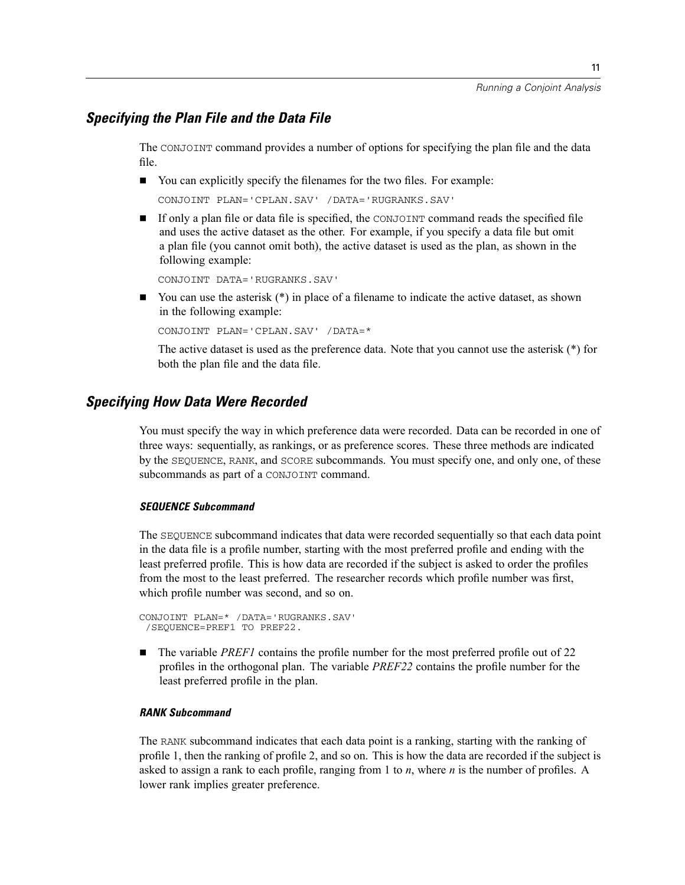## Specifying the Plan File and the Data File

The CONJOINT command provides a number of options for specifying the plan file and the data file.

- You can explicitly specify the filenames for the two files. For example:

  ```
  CONJOINT PLAN='CPLAN.SAV' /DATA='RUGRANKS.SAV'
  ```

- If only a plan file or data file is specified, the CONJOINT command reads the specified file and uses the active dataset as the other. For example, if you specify a data file but omit a plan file (you cannot omit both), the active dataset is used as the plan, as shown in the following example:

  ```
  CONJOINT DATA='RUGRANKS.SAV'
  ```

- You can use the asterisk (*) in place of a filename to indicate the active dataset, as shown in the following example:

  ```
  CONJOINT PLAN='CPLAN.SAV' /DATA=*
  ```

  The active dataset is used as the preference data. Note that you cannot use the asterisk (*) for both the plan file and the data file.

## Specifying How Data Were Recorded

You must specify the way in which preference data were recorded. Data can be recorded in one of three ways: sequentially, as rankings, or as preference scores. These three methods are indicated by the SEQUENCE, RANK, and SCORE subcommands. You must specify one, and only one, of these subcommands as part of a CONJOINT command.

### SEQUENCE Subcommand

The SEQUENCE subcommand indicates that data were recorded sequentially so that each data point in the data file is a profile number, starting with the most preferred profile and ending with the least preferred profile. This is how data are recorded if the subject is asked to order the profiles from the most to the least preferred. The researcher records which profile number was first, which profile number was second, and so on.

```
CONJOINT PLAN=* /DATA='RUGRANKS.SAV'
 /SEQUENCE=PREF1 TO PREF22.
```

- The variable *PREF1* contains the profile number for the most preferred profile out of 22 profiles in the orthogonal plan. The variable *PREF22* contains the profile number for the least preferred profile in the plan.

### RANK Subcommand

The RANK subcommand indicates that each data point is a ranking, starting with the ranking of profile 1, then the ranking of profile 2, and so on. This is how the data are recorded if the subject is asked to assign a rank to each profile, ranging from 1 to *n*, where *n* is the number of profiles. A lower rank implies greater preference.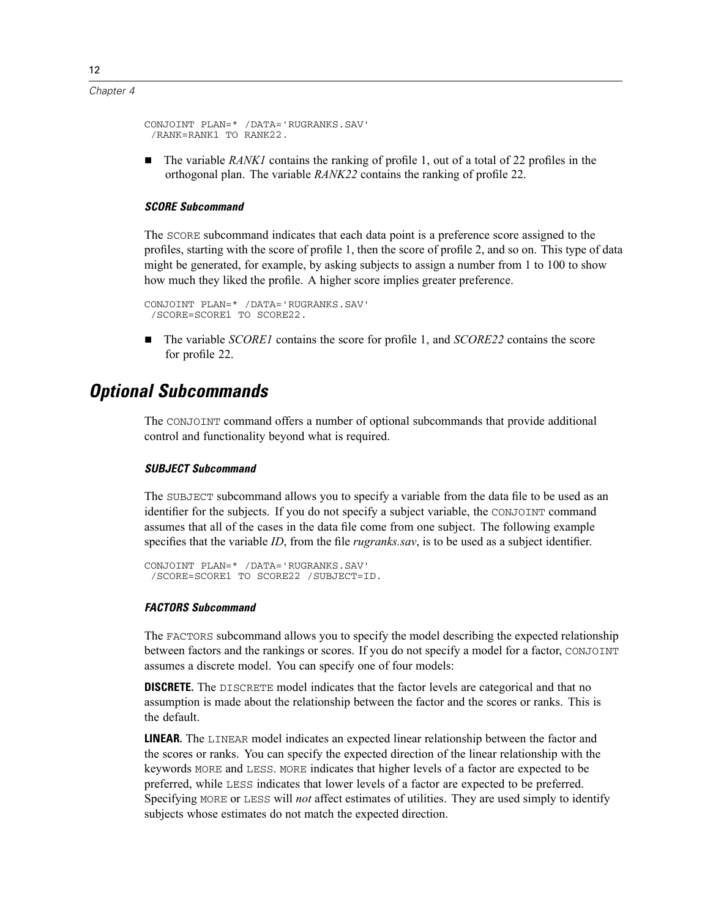```
CONJOINT PLAN=* /DATA='RUGRANKS.SAV'
 /RANK=RANK1 TO RANK22.
```

- The variable *RANK1* contains the ranking of profile 1, out of a total of 22 profiles in the orthogonal plan. The variable *RANK22* contains the ranking of profile 22.

### SCORE Subcommand

The SCORE subcommand indicates that each data point is a preference score assigned to the profiles, starting with the score of profile 1, then the score of profile 2, and so on. This type of data might be generated, for example, by asking subjects to assign a number from 1 to 100 to show how much they liked the profile. A higher score implies greater preference.

```
CONJOINT PLAN=* /DATA='RUGRANKS.SAV'
 /SCORE=SCORE1 TO SCORE22.
```

- The variable *SCORE1* contains the score for profile 1, and *SCORE22* contains the score for profile 22.

## Optional Subcommands

The CONJOINT command offers a number of optional subcommands that provide additional control and functionality beyond what is required.

### SUBJECT Subcommand

The SUBJECT subcommand allows you to specify a variable from the data file to be used as an identifier for the subjects. If you do not specify a subject variable, the CONJOINT command assumes that all of the cases in the data file come from one subject. The following example specifies that the variable *ID*, from the file *rugranks.sav*, is to be used as a subject identifier.

```
CONJOINT PLAN=* /DATA='RUGRANKS.SAV'
 /SCORE=SCORE1 TO SCORE22 /SUBJECT=ID.
```

### FACTORS Subcommand

The FACTORS subcommand allows you to specify the model describing the expected relationship between factors and the rankings or scores. If you do not specify a model for a factor, CONJOINT assumes a discrete model. You can specify one of four models:

**DISCRETE.** The DISCRETE model indicates that the factor levels are categorical and that no assumption is made about the relationship between the factor and the scores or ranks. This is the default.

**LINEAR.** The LINEAR model indicates an expected linear relationship between the factor and the scores or ranks. You can specify the expected direction of the linear relationship with the keywords MORE and LESS. MORE indicates that higher levels of a factor are expected to be preferred, while LESS indicates that lower levels of a factor are expected to be preferred. Specifying MORE or LESS will *not* affect estimates of utilities. They are used simply to identify subjects whose estimates do not match the expected direction.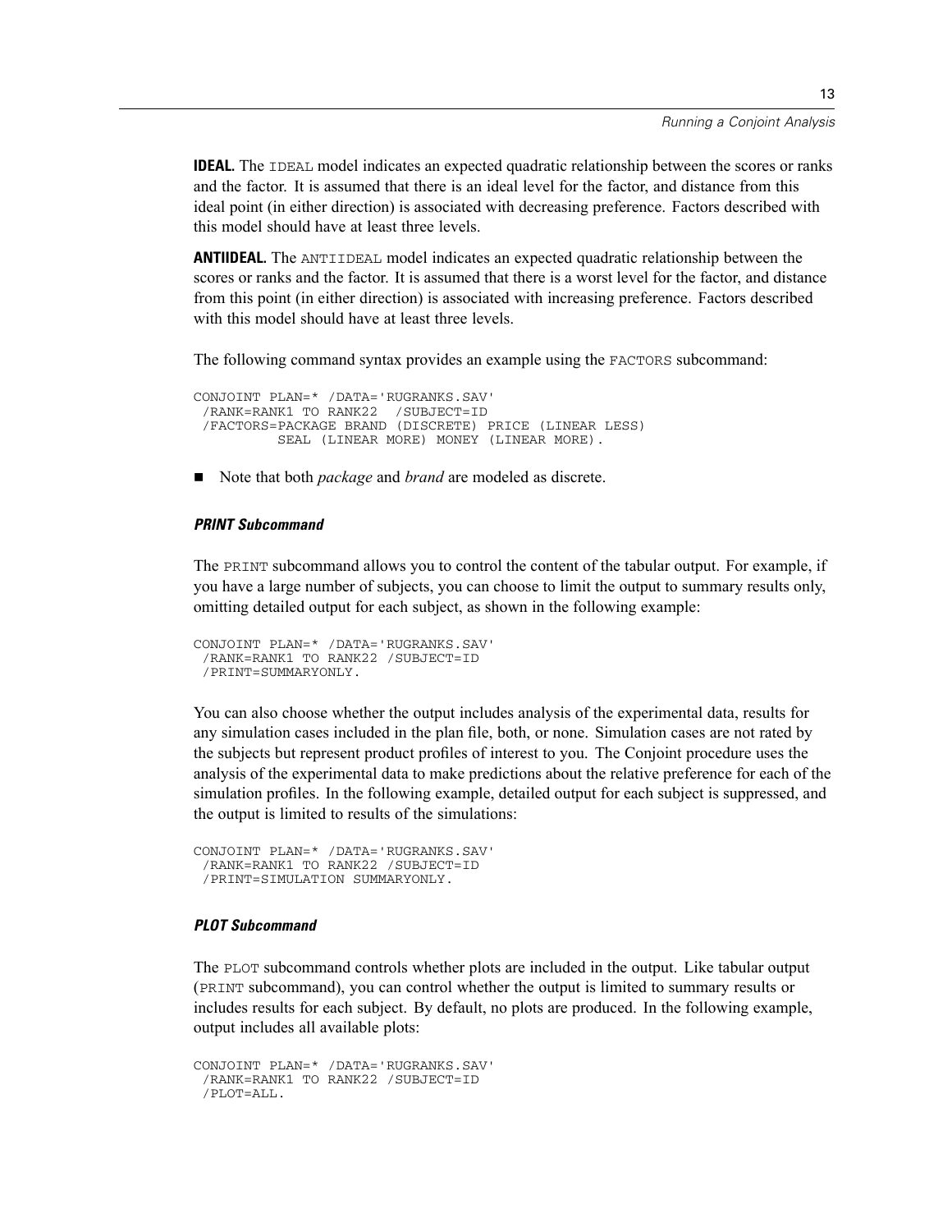**IDEAL.** The `IDEAL` model indicates an expected quadratic relationship between the scores or ranks and the factor. It is assumed that there is an ideal level for the factor, and distance from this ideal point (in either direction) is associated with decreasing preference. Factors described with this model should have at least three levels.

**ANTIIDEAL.** The `ANTIIDEAL` model indicates an expected quadratic relationship between the scores or ranks and the factor. It is assumed that there is a worst level for the factor, and distance from this point (in either direction) is associated with increasing preference. Factors described with this model should have at least three levels.

The following command syntax provides an example using the `FACTORS` subcommand:

```
CONJOINT PLAN=* /DATA='RUGRANKS.SAV'
 /RANK=RANK1 TO RANK22  /SUBJECT=ID
 /FACTORS=PACKAGE BRAND (DISCRETE) PRICE (LINEAR LESS)
          SEAL (LINEAR MORE) MONEY (LINEAR MORE).
```

- Note that both *package* and *brand* are modeled as discrete.

### *PRINT Subcommand*

The `PRINT` subcommand allows you to control the content of the tabular output. For example, if you have a large number of subjects, you can choose to limit the output to summary results only, omitting detailed output for each subject, as shown in the following example:

```
CONJOINT PLAN=* /DATA='RUGRANKS.SAV'
 /RANK=RANK1 TO RANK22 /SUBJECT=ID
 /PRINT=SUMMARYONLY.
```

You can also choose whether the output includes analysis of the experimental data, results for any simulation cases included in the plan file, both, or none. Simulation cases are not rated by the subjects but represent product profiles of interest to you. The Conjoint procedure uses the analysis of the experimental data to make predictions about the relative preference for each of the simulation profiles. In the following example, detailed output for each subject is suppressed, and the output is limited to results of the simulations:

```
CONJOINT PLAN=* /DATA='RUGRANKS.SAV'
 /RANK=RANK1 TO RANK22 /SUBJECT=ID
 /PRINT=SIMULATION SUMMARYONLY.
```

### *PLOT Subcommand*

The `PLOT` subcommand controls whether plots are included in the output. Like tabular output (`PRINT` subcommand), you can control whether the output is limited to summary results or includes results for each subject. By default, no plots are produced. In the following example, output includes all available plots:

```
CONJOINT PLAN=* /DATA='RUGRANKS.SAV'
 /RANK=RANK1 TO RANK22 /SUBJECT=ID
 /PLOT=ALL.
```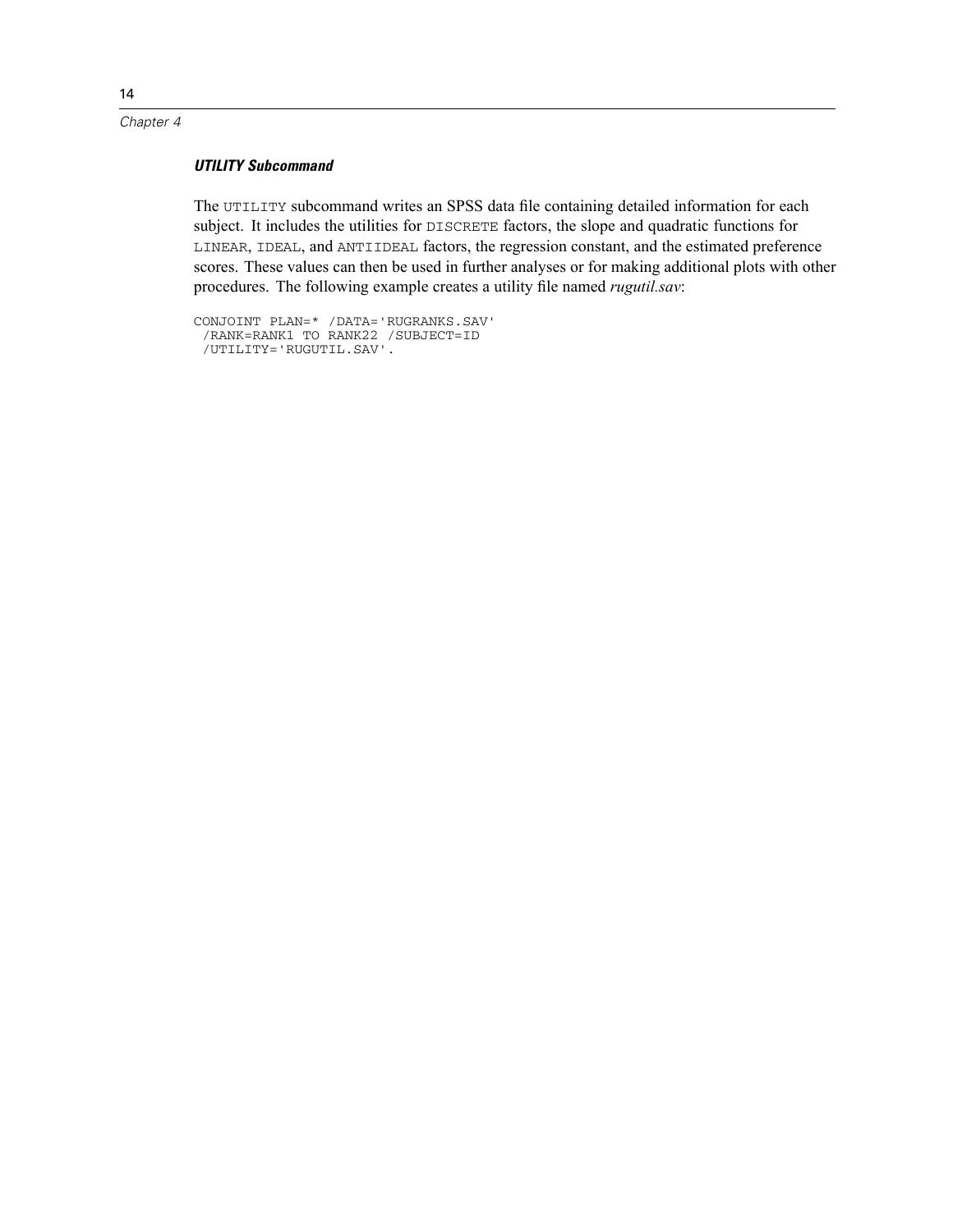### *UTILITY Subcommand*

The UTILITY subcommand writes an SPSS data file containing detailed information for each subject. It includes the utilities for DISCRETE factors, the slope and quadratic functions for LINEAR, IDEAL, and ANTIIDEAL factors, the regression constant, and the estimated preference scores. These values can then be used in further analyses or for making additional plots with other procedures. The following example creates a utility file named *rugutil.sav*:

```
CONJOINT PLAN=* /DATA='RUGRANKS.SAV'
 /RANK=RANK1 TO RANK22 /SUBJECT=ID
 /UTILITY='RUGUTIL.SAV'.
```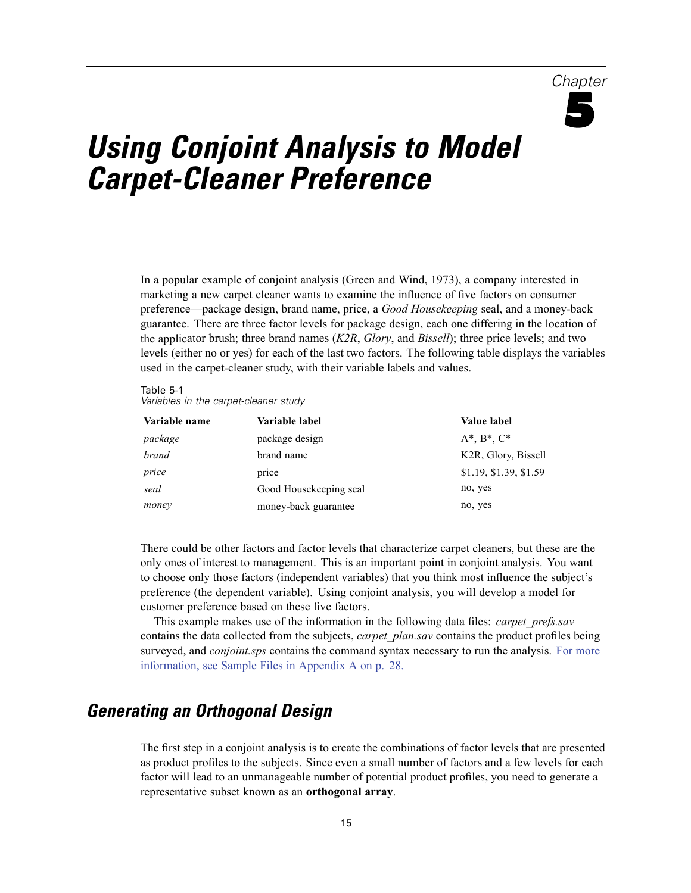Chapter

# 5

# Using Conjoint Analysis to Model Carpet-Cleaner Preference

In a popular example of conjoint analysis (Green and Wind, 1973), a company interested in marketing a new carpet cleaner wants to examine the influence of five factors on consumer preference—package design, brand name, price, a *Good Housekeeping* seal, and a money-back guarantee. There are three factor levels for package design, each one differing in the location of the applicator brush; three brand names (*K2R*, *Glory*, and *Bissell*); three price levels; and two levels (either no or yes) for each of the last two factors. The following table displays the variables used in the carpet-cleaner study, with their variable labels and values.

Table 5-1
*Variables in the carpet-cleaner study*

| Variable name | Variable label | Value label |
|---|---|---|
| *package* | package design | A*, B*, C* |
| *brand* | brand name | K2R, Glory, Bissell |
| *price* | price | $1.19, $1.39, $1.59 |
| *seal* | Good Housekeeping seal | no, yes |
| *money* | money-back guarantee | no, yes |

There could be other factors and factor levels that characterize carpet cleaners, but these are the only ones of interest to management. This is an important point in conjoint analysis. You want to choose only those factors (independent variables) that you think most influence the subject's preference (the dependent variable). Using conjoint analysis, you will develop a model for customer preference based on these five factors.

This example makes use of the information in the following data files: *carpet_prefs.sav* contains the data collected from the subjects, *carpet_plan.sav* contains the product profiles being surveyed, and *conjoint.sps* contains the command syntax necessary to run the analysis. For more information, see Sample Files in Appendix A on p. 28.

## Generating an Orthogonal Design

The first step in a conjoint analysis is to create the combinations of factor levels that are presented as product profiles to the subjects. Since even a small number of factors and a few levels for each factor will lead to an unmanageable number of potential product profiles, you need to generate a representative subset known as an **orthogonal array**.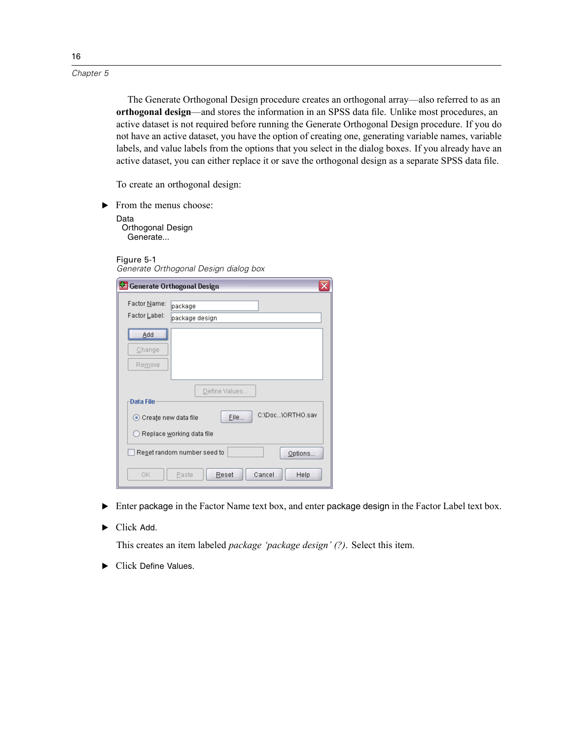The Generate Orthogonal Design procedure creates an orthogonal array—also referred to as an **orthogonal design**—and stores the information in an SPSS data file. Unlike most procedures, an active dataset is not required before running the Generate Orthogonal Design procedure. If you do not have an active dataset, you have the option of creating one, generating variable names, variable labels, and value labels from the options that you select in the dialog boxes. If you already have an active dataset, you can either replace it or save the orthogonal design as a separate SPSS data file.

To create an orthogonal design:

▶ From the menus choose:

Data
  Orthogonal Design
    Generate...

Figure 5-1
*Generate Orthogonal Design dialog box*

▶ Enter package in the Factor Name text box, and enter package design in the Factor Label text box.

▶ Click Add.

This creates an item labeled *package 'package design' (?)*. Select this item.

▶ Click Define Values.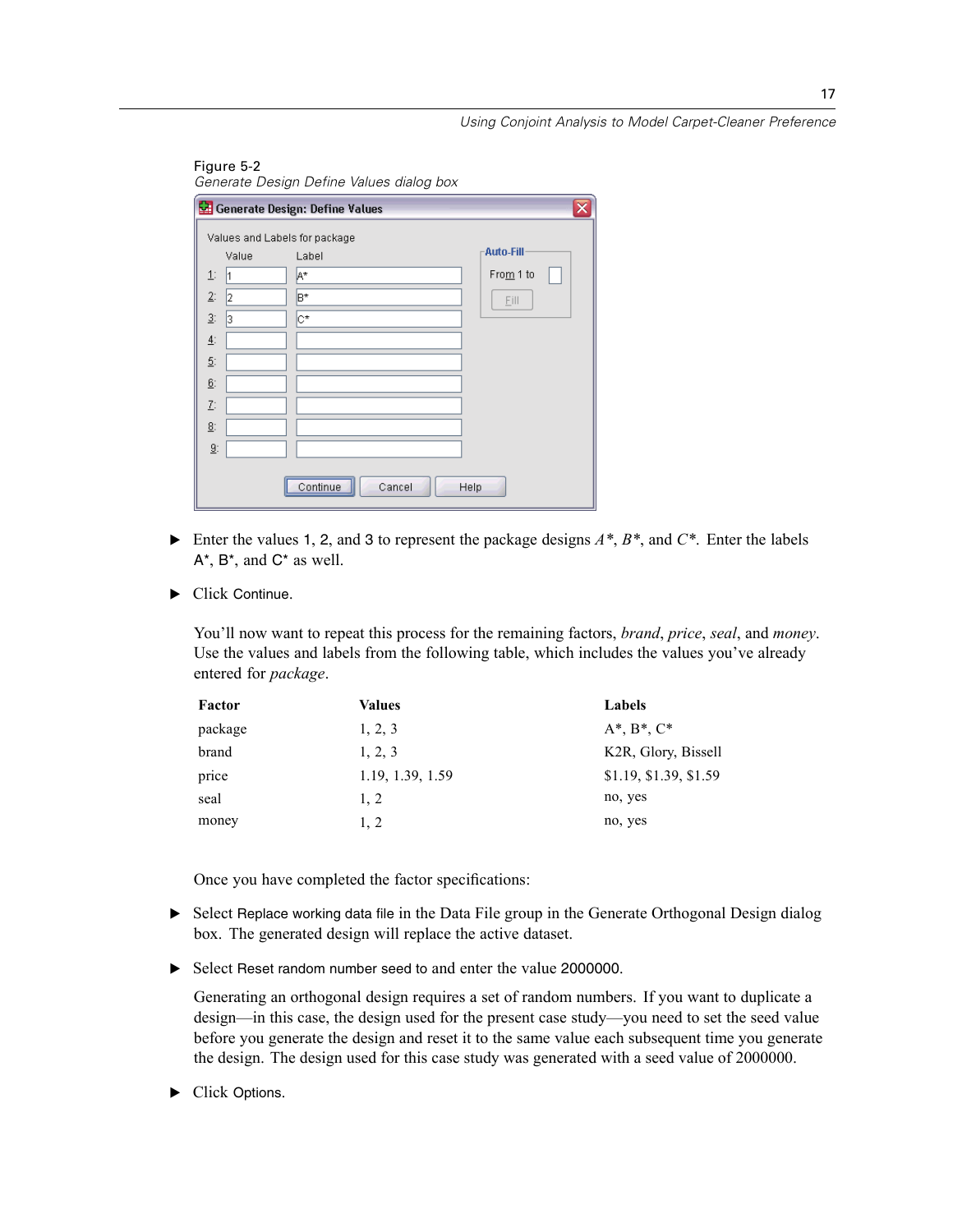Figure 5-2
*Generate Design Define Values dialog box*

- Enter the values 1, 2, and 3 to represent the package designs *A**, *B**, and *C**. Enter the labels A*, B*, and C* as well.

- Click Continue.

You'll now want to repeat this process for the remaining factors, *brand*, *price*, *seal*, and *money*. Use the values and labels from the following table, which includes the values you've already entered for *package*.

| Factor | Values | Labels |
|---|---|---|
| package | 1, 2, 3 | A*, B*, C* |
| brand | 1, 2, 3 | K2R, Glory, Bissell |
| price | 1.19, 1.39, 1.59 | $1.19, $1.39, $1.59 |
| seal | 1, 2 | no, yes |
| money | 1, 2 | no, yes |

Once you have completed the factor specifications:

- Select Replace working data file in the Data File group in the Generate Orthogonal Design dialog box. The generated design will replace the active dataset.

- Select Reset random number seed to and enter the value 2000000.

Generating an orthogonal design requires a set of random numbers. If you want to duplicate a design—in this case, the design used for the present case study—you need to set the seed value before you generate the design and reset it to the same value each subsequent time you generate the design. The design used for this case study was generated with a seed value of 2000000.

- Click Options.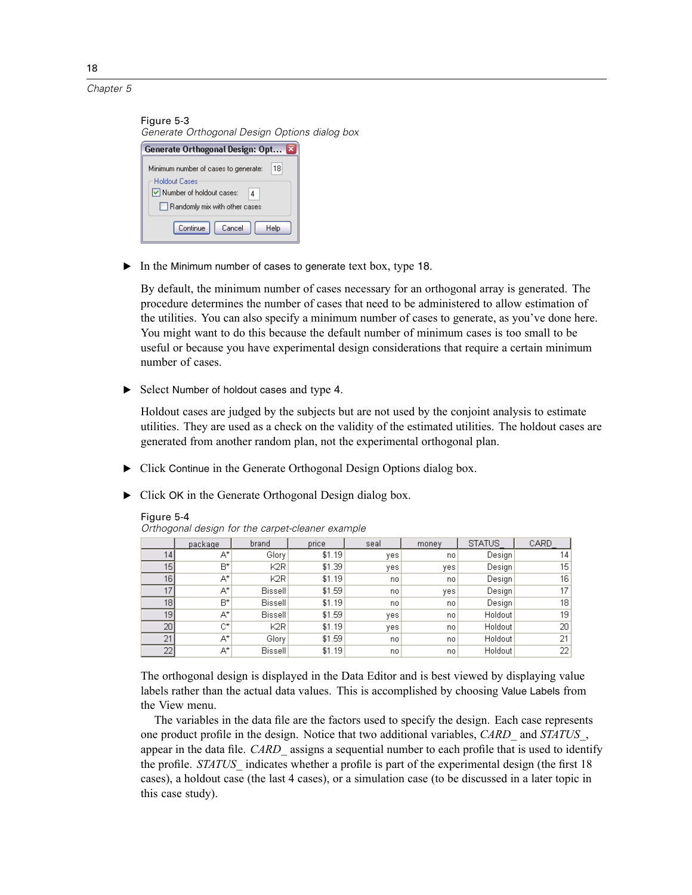Figure 5-3
*Generate Orthogonal Design Options dialog box*

▶ In the Minimum number of cases to generate text box, type 18.

By default, the minimum number of cases necessary for an orthogonal array is generated. The procedure determines the number of cases that need to be administered to allow estimation of the utilities. You can also specify a minimum number of cases to generate, as you've done here. You might want to do this because the default number of minimum cases is too small to be useful or because you have experimental design considerations that require a certain minimum number of cases.

▶ Select Number of holdout cases and type 4.

Holdout cases are judged by the subjects but are not used by the conjoint analysis to estimate utilities. They are used as a check on the validity of the estimated utilities. The holdout cases are generated from another random plan, not the experimental orthogonal plan.

▶ Click Continue in the Generate Orthogonal Design Options dialog box.

▶ Click OK in the Generate Orthogonal Design dialog box.

Figure 5-4
*Orthogonal design for the carpet-cleaner example*

| | package | brand | price | seal | money | STATUS_ | CARD_ |
|---|---|---|---|---|---|---|---|
| 14 | A* | Glory | $1.19 | yes | no | Design | 14 |
| 15 | B* | K2R | $1.39 | yes | yes | Design | 15 |
| 16 | A* | K2R | $1.19 | no | no | Design | 16 |
| 17 | A* | Bissell | $1.59 | no | yes | Design | 17 |
| 18 | B* | Bissell | $1.19 | no | no | Design | 18 |
| 19 | A* | Bissell | $1.59 | yes | no | Holdout | 19 |
| 20 | C* | K2R | $1.19 | yes | no | Holdout | 20 |
| 21 | A* | Glory | $1.59 | no | no | Holdout | 21 |
| 22 | A* | Bissell | $1.19 | no | no | Holdout | 22 |

The orthogonal design is displayed in the Data Editor and is best viewed by displaying value labels rather than the actual data values. This is accomplished by choosing Value Labels from the View menu.

The variables in the data file are the factors used to specify the design. Each case represents one product profile in the design. Notice that two additional variables, *CARD_* and *STATUS_*, appear in the data file. *CARD_* assigns a sequential number to each profile that is used to identify the profile. *STATUS_* indicates whether a profile is part of the experimental design (the first 18 cases), a holdout case (the last 4 cases), or a simulation case (to be discussed in a later topic in this case study).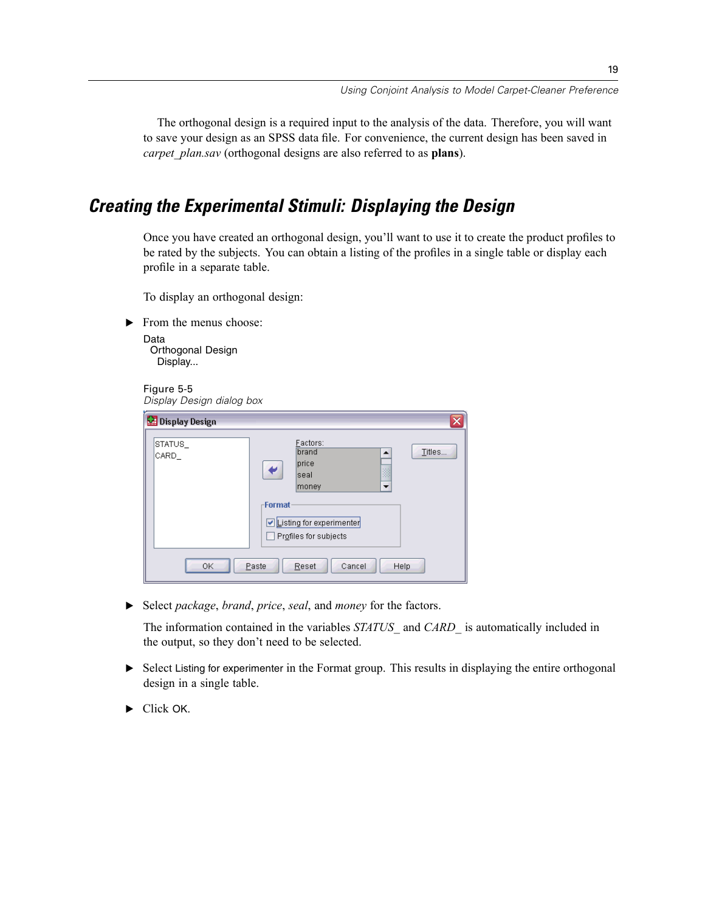The orthogonal design is a required input to the analysis of the data. Therefore, you will want to save your design as an SPSS data file. For convenience, the current design has been saved in *carpet_plan.sav* (orthogonal designs are also referred to as **plans**).

## Creating the Experimental Stimuli: Displaying the Design

Once you have created an orthogonal design, you'll want to use it to create the product profiles to be rated by the subjects. You can obtain a listing of the profiles in a single table or display each profile in a separate table.

To display an orthogonal design:

▶ From the menus choose:

Data
  Orthogonal Design
    Display...

Figure 5-5
*Display Design dialog box*

▶ Select *package*, *brand*, *price*, *seal*, and *money* for the factors.

The information contained in the variables *STATUS_* and *CARD_* is automatically included in the output, so they don't need to be selected.

▶ Select Listing for experimenter in the Format group. This results in displaying the entire orthogonal design in a single table.

▶ Click OK.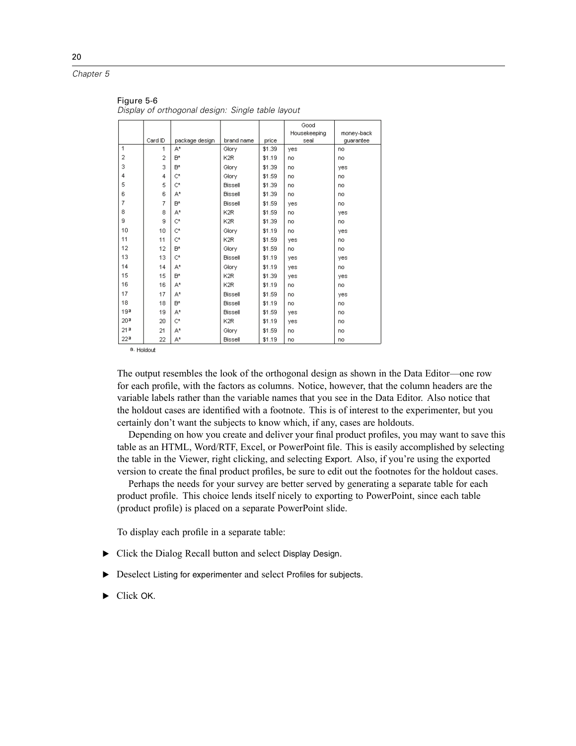Figure 5-6
*Display of orthogonal design: Single table layout*

| | Card ID | package design | brand name | price | Good Housekeeping seal | money-back guarantee |
|---|---|---|---|---|---|---|
| 1 | 1 | A* | Glory | $1.39 | yes | no |
| 2 | 2 | B* | K2R | $1.19 | no | no |
| 3 | 3 | B* | Glory | $1.39 | no | yes |
| 4 | 4 | C* | Glory | $1.59 | no | no |
| 5 | 5 | C* | Bissell | $1.39 | no | no |
| 6 | 6 | A* | Bissell | $1.39 | no | no |
| 7 | 7 | B* | Bissell | $1.59 | yes | no |
| 8 | 8 | A* | K2R | $1.59 | no | yes |
| 9 | 9 | C* | K2R | $1.39 | no | no |
| 10 | 10 | C* | Glory | $1.19 | no | yes |
| 11 | 11 | C* | K2R | $1.59 | yes | no |
| 12 | 12 | B* | Glory | $1.59 | no | no |
| 13 | 13 | C* | Bissell | $1.19 | yes | yes |
| 14 | 14 | A* | Glory | $1.19 | yes | no |
| 15 | 15 | B* | K2R | $1.39 | yes | yes |
| 16 | 16 | A* | K2R | $1.19 | no | no |
| 17 | 17 | A* | Bissell | $1.59 | no | yes |
| 18 | 18 | B* | Bissell | $1.19 | no | no |
| 19[a] | 19 | A* | Bissell | $1.59 | yes | no |
| 20[a] | 20 | C* | K2R | $1.19 | yes | no |
| 21[a] | 21 | A* | Glory | $1.59 | no | no |
| 22[a] | 22 | A* | Bissell | $1.19 | no | no |

a. Holdout

The output resembles the look of the orthogonal design as shown in the Data Editor—one row for each profile, with the factors as columns. Notice, however, that the column headers are the variable labels rather than the variable names that you see in the Data Editor. Also notice that the holdout cases are identified with a footnote. This is of interest to the experimenter, but you certainly don't want the subjects to know which, if any, cases are holdouts.

Depending on how you create and deliver your final product profiles, you may want to save this table as an HTML, Word/RTF, Excel, or PowerPoint file. This is easily accomplished by selecting the table in the Viewer, right clicking, and selecting Export. Also, if you're using the exported version to create the final product profiles, be sure to edit out the footnotes for the holdout cases.

Perhaps the needs for your survey are better served by generating a separate table for each product profile. This choice lends itself nicely to exporting to PowerPoint, since each table (product profile) is placed on a separate PowerPoint slide.

To display each profile in a separate table:

- ▶ Click the Dialog Recall button and select Display Design.
- ▶ Deselect Listing for experimenter and select Profiles for subjects.
- ▶ Click OK.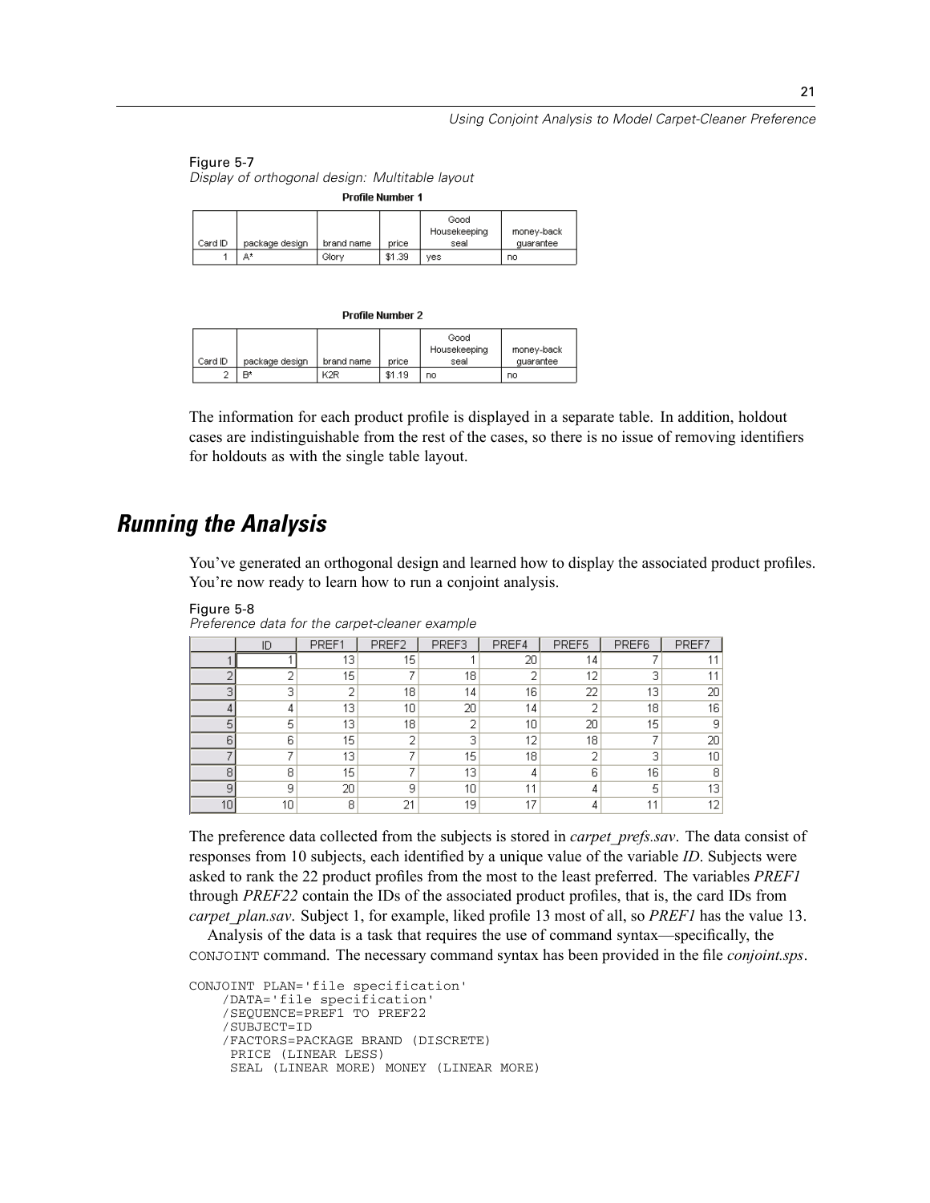Figure 5-7
*Display of orthogonal design: Multitable layout*

**Profile Number 1**

| Card ID | package design | brand name | price | Good Housekeeping seal | money-back guarantee |
|---|---|---|---|---|---|
| 1 | A* | Glory | $1.39 | yes | no |

**Profile Number 2**

| Card ID | package design | brand name | price | Good Housekeeping seal | money-back guarantee |
|---|---|---|---|---|---|
| 2 | B* | K2R | $1.19 | no | no |

The information for each product profile is displayed in a separate table. In addition, holdout cases are indistinguishable from the rest of the cases, so there is no issue of removing identifiers for holdouts as with the single table layout.

## *Running the Analysis*

You've generated an orthogonal design and learned how to display the associated product profiles. You're now ready to learn how to run a conjoint analysis.

Figure 5-8
*Preference data for the carpet-cleaner example*

| | ID | PREF1 | PREF2 | PREF3 | PREF4 | PREF5 | PREF6 | PREF7 |
|---|---|---|---|---|---|---|---|---|
| 1 | 1 | 13 | 15 | 1 | 20 | 14 | 7 | 11 |
| 2 | 2 | 15 | 7 | 18 | 2 | 12 | 3 | 11 |
| 3 | 3 | 2 | 18 | 14 | 16 | 22 | 13 | 20 |
| 4 | 4 | 13 | 10 | 20 | 14 | 2 | 18 | 16 |
| 5 | 5 | 13 | 18 | 2 | 10 | 20 | 15 | 9 |
| 6 | 6 | 15 | 2 | 3 | 12 | 18 | 7 | 20 |
| 7 | 7 | 13 | 7 | 15 | 18 | 2 | 3 | 10 |
| 8 | 8 | 15 | 7 | 13 | 4 | 6 | 16 | 8 |
| 9 | 9 | 20 | 9 | 10 | 11 | 4 | 5 | 13 |
| 10 | 10 | 8 | 21 | 19 | 17 | 4 | 11 | 12 |

The preference data collected from the subjects is stored in *carpet_prefs.sav*. The data consist of responses from 10 subjects, each identified by a unique value of the variable *ID*. Subjects were asked to rank the 22 product profiles from the most to the least preferred. The variables *PREF1* through *PREF22* contain the IDs of the associated product profiles, that is, the card IDs from *carpet_plan.sav*. Subject 1, for example, liked profile 13 most of all, so *PREF1* has the value 13.

Analysis of the data is a task that requires the use of command syntax—specifically, the CONJOINT command. The necessary command syntax has been provided in the file *conjoint.sps*.

```
CONJOINT PLAN='file specification'
    /DATA='file specification'
    /SEQUENCE=PREF1 TO PREF22
    /SUBJECT=ID
    /FACTORS=PACKAGE BRAND (DISCRETE)
     PRICE (LINEAR LESS)
     SEAL (LINEAR MORE) MONEY (LINEAR MORE)
```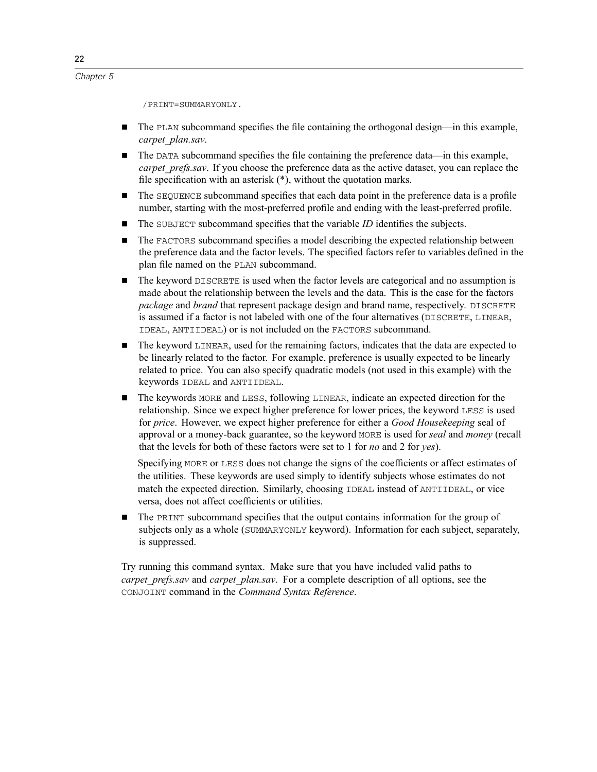```
/PRINT=SUMMARYONLY.
```

- The `PLAN` subcommand specifies the file containing the orthogonal design—in this example, *carpet_plan.sav*.
- The `DATA` subcommand specifies the file containing the preference data—in this example, *carpet_prefs.sav*. If you choose the preference data as the active dataset, you can replace the file specification with an asterisk (*), without the quotation marks.
- The `SEQUENCE` subcommand specifies that each data point in the preference data is a profile number, starting with the most-preferred profile and ending with the least-preferred profile.
- The `SUBJECT` subcommand specifies that the variable *ID* identifies the subjects.
- The `FACTORS` subcommand specifies a model describing the expected relationship between the preference data and the factor levels. The specified factors refer to variables defined in the plan file named on the `PLAN` subcommand.
- The keyword `DISCRETE` is used when the factor levels are categorical and no assumption is made about the relationship between the levels and the data. This is the case for the factors *package* and *brand* that represent package design and brand name, respectively. `DISCRETE` is assumed if a factor is not labeled with one of the four alternatives (`DISCRETE`, `LINEAR`, `IDEAL`, `ANTIIDEAL`) or is not included on the `FACTORS` subcommand.
- The keyword `LINEAR`, used for the remaining factors, indicates that the data are expected to be linearly related to the factor. For example, preference is usually expected to be linearly related to price. You can also specify quadratic models (not used in this example) with the keywords `IDEAL` and `ANTIIDEAL`.
- The keywords `MORE` and `LESS`, following `LINEAR`, indicate an expected direction for the relationship. Since we expect higher preference for lower prices, the keyword `LESS` is used for *price*. However, we expect higher preference for either a *Good Housekeeping* seal of approval or a money-back guarantee, so the keyword `MORE` is used for *seal* and *money* (recall that the levels for both of these factors were set to 1 for *no* and 2 for *yes*).

  Specifying `MORE` or `LESS` does not change the signs of the coefficients or affect estimates of the utilities. These keywords are used simply to identify subjects whose estimates do not match the expected direction. Similarly, choosing `IDEAL` instead of `ANTIIDEAL`, or vice versa, does not affect coefficients or utilities.
- The `PRINT` subcommand specifies that the output contains information for the group of subjects only as a whole (`SUMMARYONLY` keyword). Information for each subject, separately, is suppressed.

Try running this command syntax. Make sure that you have included valid paths to *carpet_prefs.sav* and *carpet_plan.sav*. For a complete description of all options, see the `CONJOINT` command in the *Command Syntax Reference*.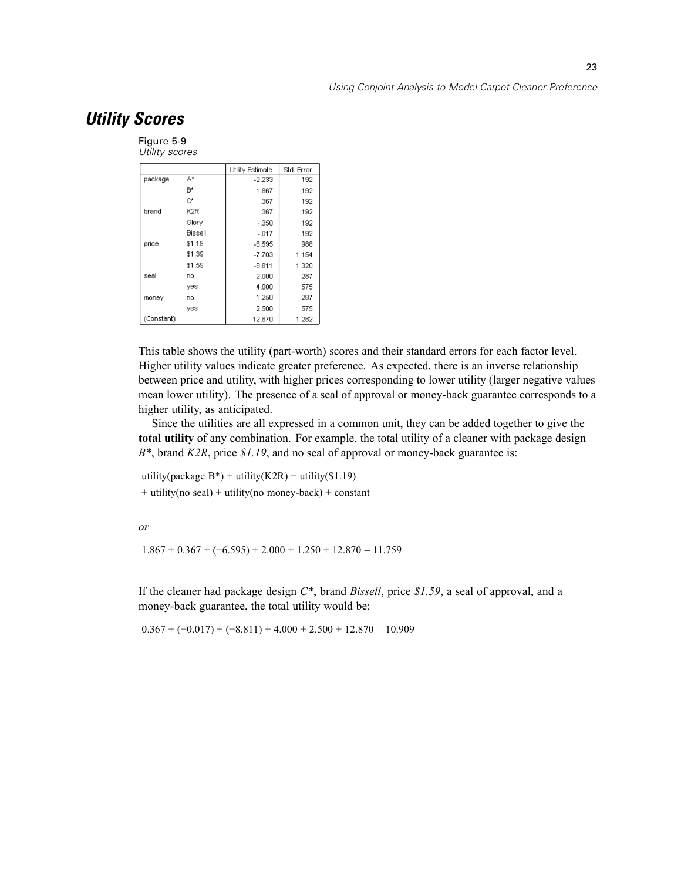## Utility Scores

Figure 5-9
*Utility scores*

| | | Utility Estimate | Std. Error |
|---|---|---|---|
| package | A* | -2.233 | .192 |
| | B* | 1.867 | .192 |
| | C* | .367 | .192 |
| brand | K2R | .367 | .192 |
| | Glory | -.350 | .192 |
| | Bissell | -.017 | .192 |
| price | $1.19 | -6.595 | .988 |
| | $1.39 | -7.703 | 1.154 |
| | $1.59 | -8.811 | 1.320 |
| seal | no | 2.000 | .287 |
| | yes | 4.000 | .575 |
| money | no | 1.250 | .287 |
| | yes | 2.500 | .575 |
| (Constant) | | 12.870 | 1.282 |

This table shows the utility (part-worth) scores and their standard errors for each factor level. Higher utility values indicate greater preference. As expected, there is an inverse relationship between price and utility, with higher prices corresponding to lower utility (larger negative values mean lower utility). The presence of a seal of approval or money-back guarantee corresponds to a higher utility, as anticipated.

Since the utilities are all expressed in a common unit, they can be added together to give the **total utility** of any combination. For example, the total utility of a cleaner with package design *B**, brand *K2R*, price *$1.19*, and no seal of approval or money-back guarantee is:

utility(package B*) + utility(K2R) + utility($1.19)
+ utility(no seal) + utility(no money-back) + constant

*or*

$$1.867 + 0.367 + (-6.595) + 2.000 + 1.250 + 12.870 = 11.759$$

If the cleaner had package design *C**, brand *Bissell*, price *$1.59*, a seal of approval, and a money-back guarantee, the total utility would be:

$$0.367 + (-0.017) + (-8.811) + 4.000 + 2.500 + 12.870 = 10.909$$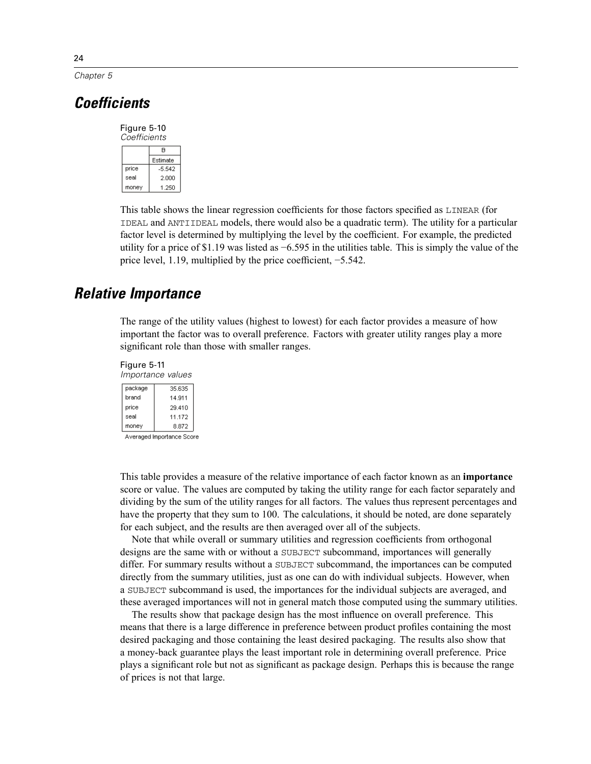## Coefficients

Figure 5-10
*Coefficients*

| | B |
|---|---|
| | Estimate |
| price | -5.542 |
| seal | 2.000 |
| money | 1.250 |

This table shows the linear regression coefficients for those factors specified as `LINEAR` (for `IDEAL` and `ANTIIDEAL` models, there would also be a quadratic term). The utility for a particular factor level is determined by multiplying the level by the coefficient. For example, the predicted utility for a price of $1.19 was listed as −6.595 in the utilities table. This is simply the value of the price level, 1.19, multiplied by the price coefficient, −5.542.

## Relative Importance

The range of the utility values (highest to lowest) for each factor provides a measure of how important the factor was to overall preference. Factors with greater utility ranges play a more significant role than those with smaller ranges.

Figure 5-11
*Importance values*

| | |
|---|---|
| package | 35.635 |
| brand | 14.911 |
| price | 29.410 |
| seal | 11.172 |
| money | 8.872 |

Averaged Importance Score

This table provides a measure of the relative importance of each factor known as an **importance** score or value. The values are computed by taking the utility range for each factor separately and dividing by the sum of the utility ranges for all factors. The values thus represent percentages and have the property that they sum to 100. The calculations, it should be noted, are done separately for each subject, and the results are then averaged over all of the subjects.

Note that while overall or summary utilities and regression coefficients from orthogonal designs are the same with or without a `SUBJECT` subcommand, importances will generally differ. For summary results without a `SUBJECT` subcommand, the importances can be computed directly from the summary utilities, just as one can do with individual subjects. However, when a `SUBJECT` subcommand is used, the importances for the individual subjects are averaged, and these averaged importances will not in general match those computed using the summary utilities.

The results show that package design has the most influence on overall preference. This means that there is a large difference in preference between product profiles containing the most desired packaging and those containing the least desired packaging. The results also show that a money-back guarantee plays the least important role in determining overall preference. Price plays a significant role but not as significant as package design. Perhaps this is because the range of prices is not that large.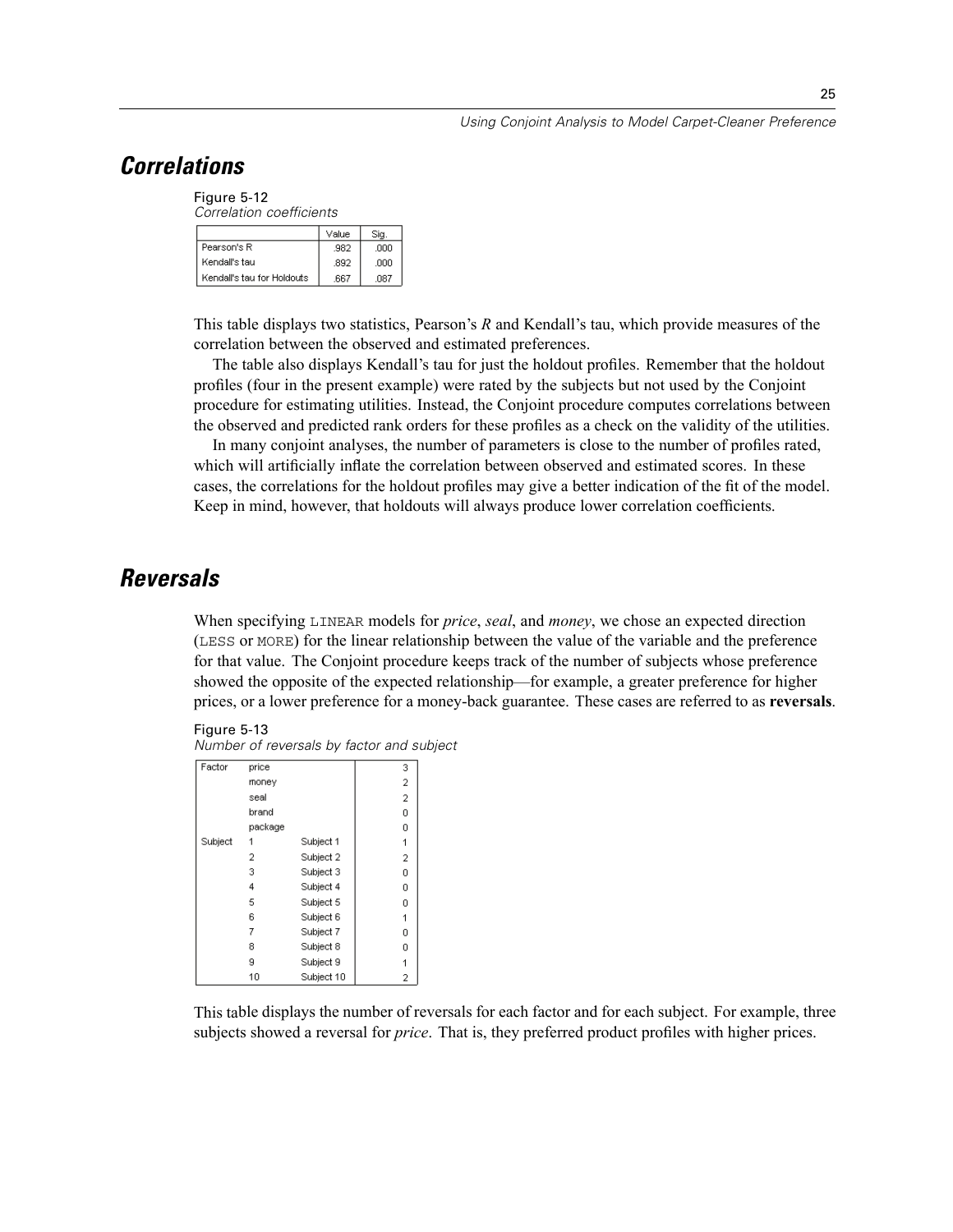## Correlations

Figure 5-12
*Correlation coefficients*

| | Value | Sig. |
|---|---|---|
| Pearson's R | .982 | .000 |
| Kendall's tau | .892 | .000 |
| Kendall's tau for Holdouts | .667 | .087 |

This table displays two statistics, Pearson's *R* and Kendall's tau, which provide measures of the correlation between the observed and estimated preferences.

The table also displays Kendall's tau for just the holdout profiles. Remember that the holdout profiles (four in the present example) were rated by the subjects but not used by the Conjoint procedure for estimating utilities. Instead, the Conjoint procedure computes correlations between the observed and predicted rank orders for these profiles as a check on the validity of the utilities.

In many conjoint analyses, the number of parameters is close to the number of profiles rated, which will artificially inflate the correlation between observed and estimated scores. In these cases, the correlations for the holdout profiles may give a better indication of the fit of the model. Keep in mind, however, that holdouts will always produce lower correlation coefficients.

## Reversals

When specifying `LINEAR` models for *price*, *seal*, and *money*, we chose an expected direction (`LESS` or `MORE`) for the linear relationship between the value of the variable and the preference for that value. The Conjoint procedure keeps track of the number of subjects whose preference showed the opposite of the expected relationship—for example, a greater preference for higher prices, or a lower preference for a money-back guarantee. These cases are referred to as **reversals**.

Figure 5-13
*Number of reversals by factor and subject*

| | | | |
|---|---|---|---|
| Factor | price | | 3 |
| | money | | 2 |
| | seal | | 2 |
| | brand | | 0 |
| | package | | 0 |
| Subject | 1 | Subject 1 | 1 |
| | 2 | Subject 2 | 2 |
| | 3 | Subject 3 | 0 |
| | 4 | Subject 4 | 0 |
| | 5 | Subject 5 | 0 |
| | 6 | Subject 6 | 1 |
| | 7 | Subject 7 | 0 |
| | 8 | Subject 8 | 0 |
| | 9 | Subject 9 | 1 |
| | 10 | Subject 10 | 2 |

This table displays the number of reversals for each factor and for each subject. For example, three subjects showed a reversal for *price*. That is, they preferred product profiles with higher prices.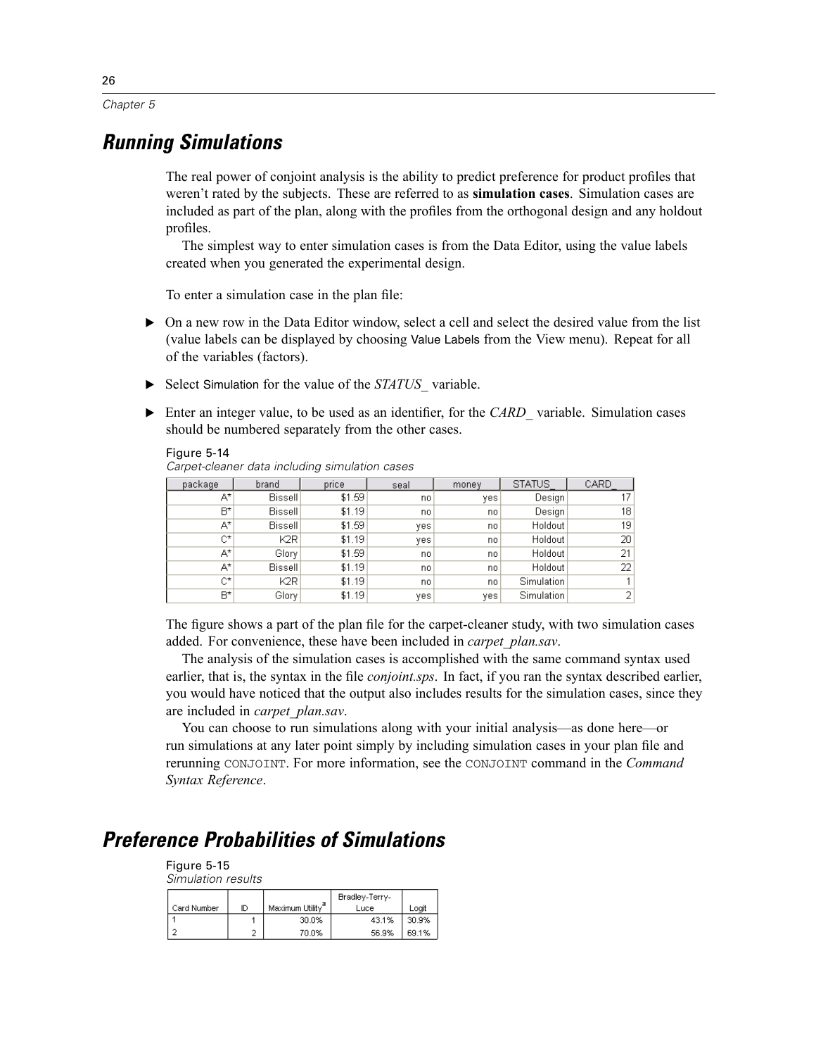## Running Simulations

The real power of conjoint analysis is the ability to predict preference for product profiles that weren't rated by the subjects. These are referred to as **simulation cases**. Simulation cases are included as part of the plan, along with the profiles from the orthogonal design and any holdout profiles.

The simplest way to enter simulation cases is from the Data Editor, using the value labels created when you generated the experimental design.

To enter a simulation case in the plan file:

- ► On a new row in the Data Editor window, select a cell and select the desired value from the list (value labels can be displayed by choosing Value Labels from the View menu). Repeat for all of the variables (factors).
- ► Select Simulation for the value of the *STATUS_* variable.
- ► Enter an integer value, to be used as an identifier, for the *CARD_* variable. Simulation cases should be numbered separately from the other cases.

Figure 5-14
*Carpet-cleaner data including simulation cases*

| package | brand | price | seal | money | STATUS_ | CARD_ |
|---|---|---|---|---|---|---|
| A* | Bissell | $1.59 | no | yes | Design | 17 |
| B* | Bissell | $1.19 | no | no | Design | 18 |
| A* | Bissell | $1.59 | yes | no | Holdout | 19 |
| C* | K2R | $1.19 | yes | no | Holdout | 20 |
| A* | Glory | $1.59 | no | no | Holdout | 21 |
| A* | Bissell | $1.19 | no | no | Holdout | 22 |
| C* | K2R | $1.19 | no | no | Simulation | 1 |
| B* | Glory | $1.19 | yes | yes | Simulation | 2 |

The figure shows a part of the plan file for the carpet-cleaner study, with two simulation cases added. For convenience, these have been included in *carpet_plan.sav*.

The analysis of the simulation cases is accomplished with the same command syntax used earlier, that is, the syntax in the file *conjoint.sps*. In fact, if you ran the syntax described earlier, you would have noticed that the output also includes results for the simulation cases, since they are included in *carpet_plan.sav*.

You can choose to run simulations along with your initial analysis—as done here—or run simulations at any later point simply by including simulation cases in your plan file and rerunning CONJOINT. For more information, see the CONJOINT command in the *Command Syntax Reference*.

## Preference Probabilities of Simulations

Figure 5-15
*Simulation results*

| Card Number | ID | Maximum Utility[a] | Bradley-Terry-Luce | Logit |
|---|---|---|---|---|
| 1 | 1 | 30.0% | 43.1% | 30.9% |
| 2 | 2 | 70.0% | 56.9% | 69.1% |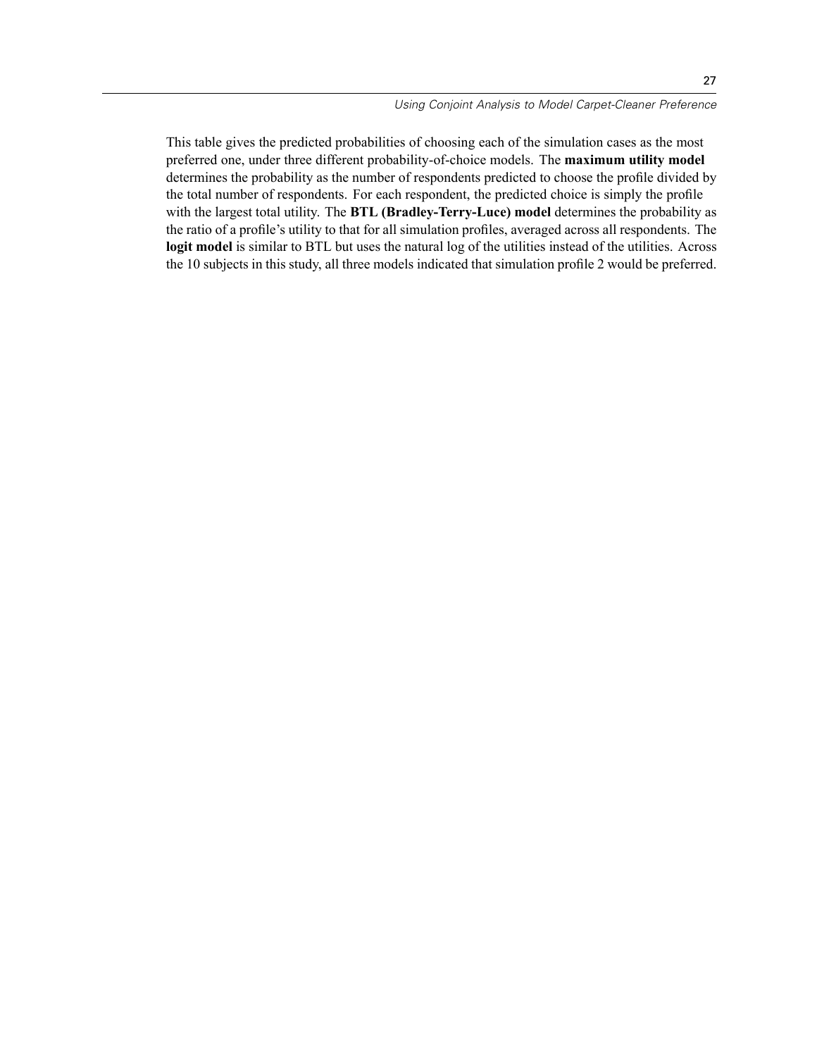This table gives the predicted probabilities of choosing each of the simulation cases as the most preferred one, under three different probability-of-choice models. The **maximum utility model** determines the probability as the number of respondents predicted to choose the profile divided by the total number of respondents. For each respondent, the predicted choice is simply the profile with the largest total utility. The **BTL (Bradley-Terry-Luce) model** determines the probability as the ratio of a profile's utility to that for all simulation profiles, averaged across all respondents. The **logit model** is similar to BTL but uses the natural log of the utilities instead of the utilities. Across the 10 subjects in this study, all three models indicated that simulation profile 2 would be preferred.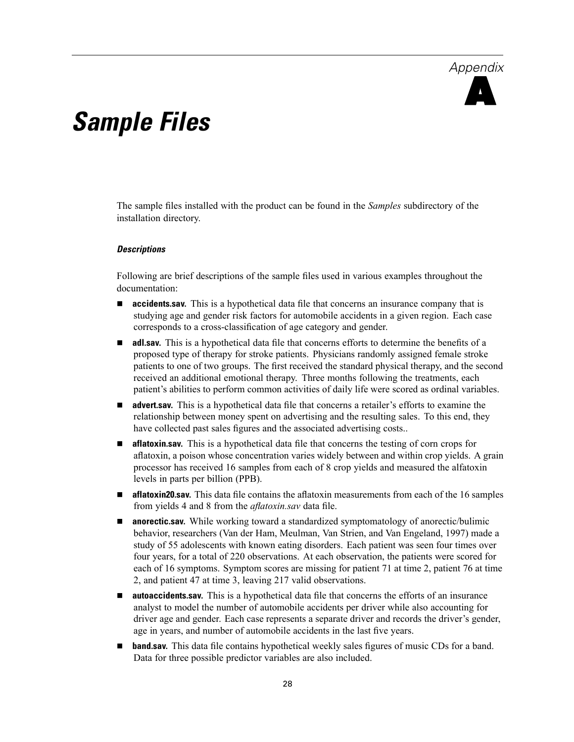# Appendix A

# Sample Files

The sample files installed with the product can be found in the *Samples* subdirectory of the installation directory.

### *Descriptions*

Following are brief descriptions of the sample files used in various examples throughout the documentation:

- **accidents.sav.** This is a hypothetical data file that concerns an insurance company that is studying age and gender risk factors for automobile accidents in a given region. Each case corresponds to a cross-classification of age category and gender.
- **adl.sav.** This is a hypothetical data file that concerns efforts to determine the benefits of a proposed type of therapy for stroke patients. Physicians randomly assigned female stroke patients to one of two groups. The first received the standard physical therapy, and the second received an additional emotional therapy. Three months following the treatments, each patient's abilities to perform common activities of daily life were scored as ordinal variables.
- **advert.sav.** This is a hypothetical data file that concerns a retailer's efforts to examine the relationship between money spent on advertising and the resulting sales. To this end, they have collected past sales figures and the associated advertising costs..
- **aflatoxin.sav.** This is a hypothetical data file that concerns the testing of corn crops for aflatoxin, a poison whose concentration varies widely between and within crop yields. A grain processor has received 16 samples from each of 8 crop yields and measured the alfatoxin levels in parts per billion (PPB).
- **aflatoxin20.sav.** This data file contains the aflatoxin measurements from each of the 16 samples from yields 4 and 8 from the *aflatoxin.sav* data file.
- **anorectic.sav.** While working toward a standardized symptomatology of anorectic/bulimic behavior, researchers (Van der Ham, Meulman, Van Strien, and Van Engeland, 1997) made a study of 55 adolescents with known eating disorders. Each patient was seen four times over four years, for a total of 220 observations. At each observation, the patients were scored for each of 16 symptoms. Symptom scores are missing for patient 71 at time 2, patient 76 at time 2, and patient 47 at time 3, leaving 217 valid observations.
- **autoaccidents.sav.** This is a hypothetical data file that concerns the efforts of an insurance analyst to model the number of automobile accidents per driver while also accounting for driver age and gender. Each case represents a separate driver and records the driver's gender, age in years, and number of automobile accidents in the last five years.
- **band.sav.** This data file contains hypothetical weekly sales figures of music CDs for a band. Data for three possible predictor variables are also included.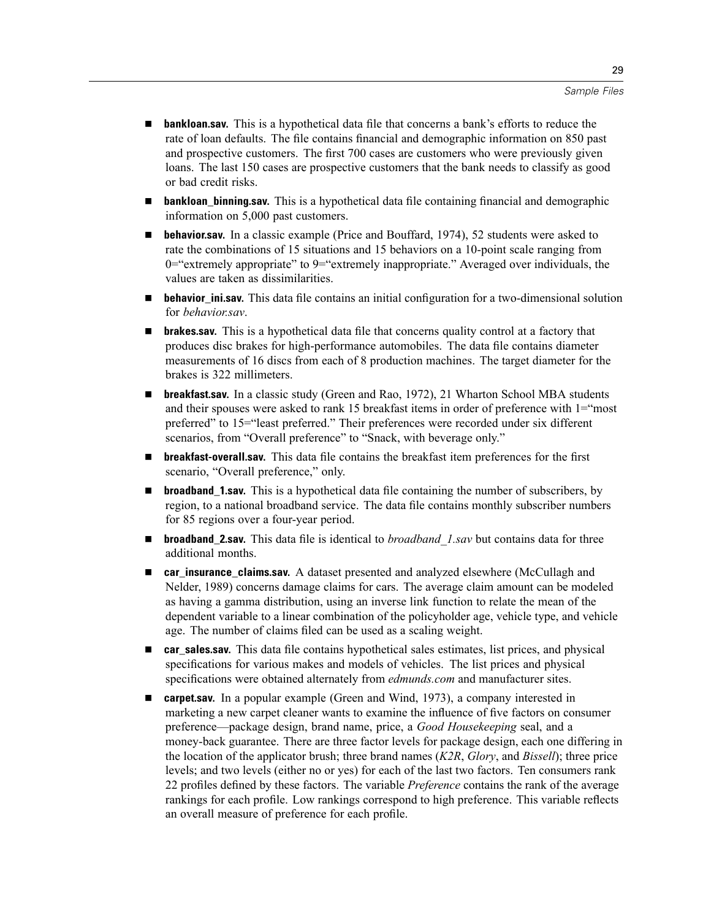- **bankloan.sav.** This is a hypothetical data file that concerns a bank's efforts to reduce the rate of loan defaults. The file contains financial and demographic information on 850 past and prospective customers. The first 700 cases are customers who were previously given loans. The last 150 cases are prospective customers that the bank needs to classify as good or bad credit risks.
- **bankloan_binning.sav.** This is a hypothetical data file containing financial and demographic information on 5,000 past customers.
- **behavior.sav.** In a classic example (Price and Bouffard, 1974), 52 students were asked to rate the combinations of 15 situations and 15 behaviors on a 10-point scale ranging from 0="extremely appropriate" to 9="extremely inappropriate." Averaged over individuals, the values are taken as dissimilarities.
- **behavior_ini.sav.** This data file contains an initial configuration for a two-dimensional solution for *behavior.sav*.
- **brakes.sav.** This is a hypothetical data file that concerns quality control at a factory that produces disc brakes for high-performance automobiles. The data file contains diameter measurements of 16 discs from each of 8 production machines. The target diameter for the brakes is 322 millimeters.
- **breakfast.sav.** In a classic study (Green and Rao, 1972), 21 Wharton School MBA students and their spouses were asked to rank 15 breakfast items in order of preference with 1="most preferred" to 15="least preferred." Their preferences were recorded under six different scenarios, from "Overall preference" to "Snack, with beverage only."
- **breakfast-overall.sav.** This data file contains the breakfast item preferences for the first scenario, "Overall preference," only.
- **broadband_1.sav.** This is a hypothetical data file containing the number of subscribers, by region, to a national broadband service. The data file contains monthly subscriber numbers for 85 regions over a four-year period.
- **broadband_2.sav.** This data file is identical to *broadband_1.sav* but contains data for three additional months.
- **car_insurance_claims.sav.** A dataset presented and analyzed elsewhere (McCullagh and Nelder, 1989) concerns damage claims for cars. The average claim amount can be modeled as having a gamma distribution, using an inverse link function to relate the mean of the dependent variable to a linear combination of the policyholder age, vehicle type, and vehicle age. The number of claims filed can be used as a scaling weight.
- **car_sales.sav.** This data file contains hypothetical sales estimates, list prices, and physical specifications for various makes and models of vehicles. The list prices and physical specifications were obtained alternately from *edmunds.com* and manufacturer sites.
- **carpet.sav.** In a popular example (Green and Wind, 1973), a company interested in marketing a new carpet cleaner wants to examine the influence of five factors on consumer preference—package design, brand name, price, a *Good Housekeeping* seal, and a money-back guarantee. There are three factor levels for package design, each one differing in the location of the applicator brush; three brand names (*K2R*, *Glory*, and *Bissell*); three price levels; and two levels (either no or yes) for each of the last two factors. Ten consumers rank 22 profiles defined by these factors. The variable *Preference* contains the rank of the average rankings for each profile. Low rankings correspond to high preference. This variable reflects an overall measure of preference for each profile.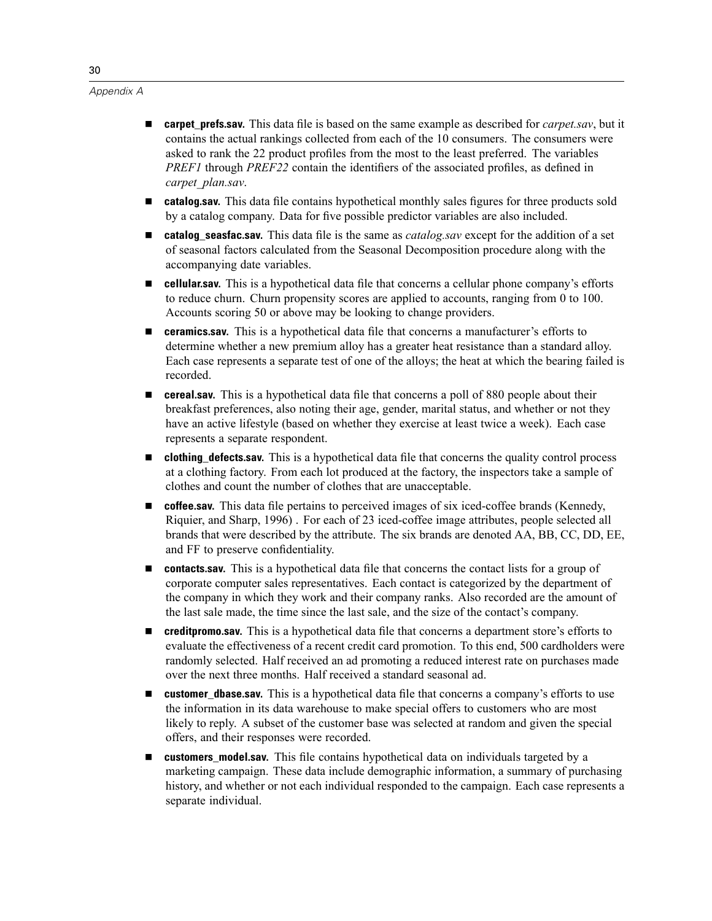- **carpet_prefs.sav.** This data file is based on the same example as described for *carpet.sav*, but it contains the actual rankings collected from each of the 10 consumers. The consumers were asked to rank the 22 product profiles from the most to the least preferred. The variables *PREF1* through *PREF22* contain the identifiers of the associated profiles, as defined in *carpet_plan.sav*.
- **catalog.sav.** This data file contains hypothetical monthly sales figures for three products sold by a catalog company. Data for five possible predictor variables are also included.
- **catalog_seasfac.sav.** This data file is the same as *catalog.sav* except for the addition of a set of seasonal factors calculated from the Seasonal Decomposition procedure along with the accompanying date variables.
- **cellular.sav.** This is a hypothetical data file that concerns a cellular phone company's efforts to reduce churn. Churn propensity scores are applied to accounts, ranging from 0 to 100. Accounts scoring 50 or above may be looking to change providers.
- **ceramics.sav.** This is a hypothetical data file that concerns a manufacturer's efforts to determine whether a new premium alloy has a greater heat resistance than a standard alloy. Each case represents a separate test of one of the alloys; the heat at which the bearing failed is recorded.
- **cereal.sav.** This is a hypothetical data file that concerns a poll of 880 people about their breakfast preferences, also noting their age, gender, marital status, and whether or not they have an active lifestyle (based on whether they exercise at least twice a week). Each case represents a separate respondent.
- **clothing_defects.sav.** This is a hypothetical data file that concerns the quality control process at a clothing factory. From each lot produced at the factory, the inspectors take a sample of clothes and count the number of clothes that are unacceptable.
- **coffee.sav.** This data file pertains to perceived images of six iced-coffee brands (Kennedy, Riquier, and Sharp, 1996) . For each of 23 iced-coffee image attributes, people selected all brands that were described by the attribute. The six brands are denoted AA, BB, CC, DD, EE, and FF to preserve confidentiality.
- **contacts.sav.** This is a hypothetical data file that concerns the contact lists for a group of corporate computer sales representatives. Each contact is categorized by the department of the company in which they work and their company ranks. Also recorded are the amount of the last sale made, the time since the last sale, and the size of the contact's company.
- **creditpromo.sav.** This is a hypothetical data file that concerns a department store's efforts to evaluate the effectiveness of a recent credit card promotion. To this end, 500 cardholders were randomly selected. Half received an ad promoting a reduced interest rate on purchases made over the next three months. Half received a standard seasonal ad.
- **customer_dbase.sav.** This is a hypothetical data file that concerns a company's efforts to use the information in its data warehouse to make special offers to customers who are most likely to reply. A subset of the customer base was selected at random and given the special offers, and their responses were recorded.
- **customers_model.sav.** This file contains hypothetical data on individuals targeted by a marketing campaign. These data include demographic information, a summary of purchasing history, and whether or not each individual responded to the campaign. Each case represents a separate individual.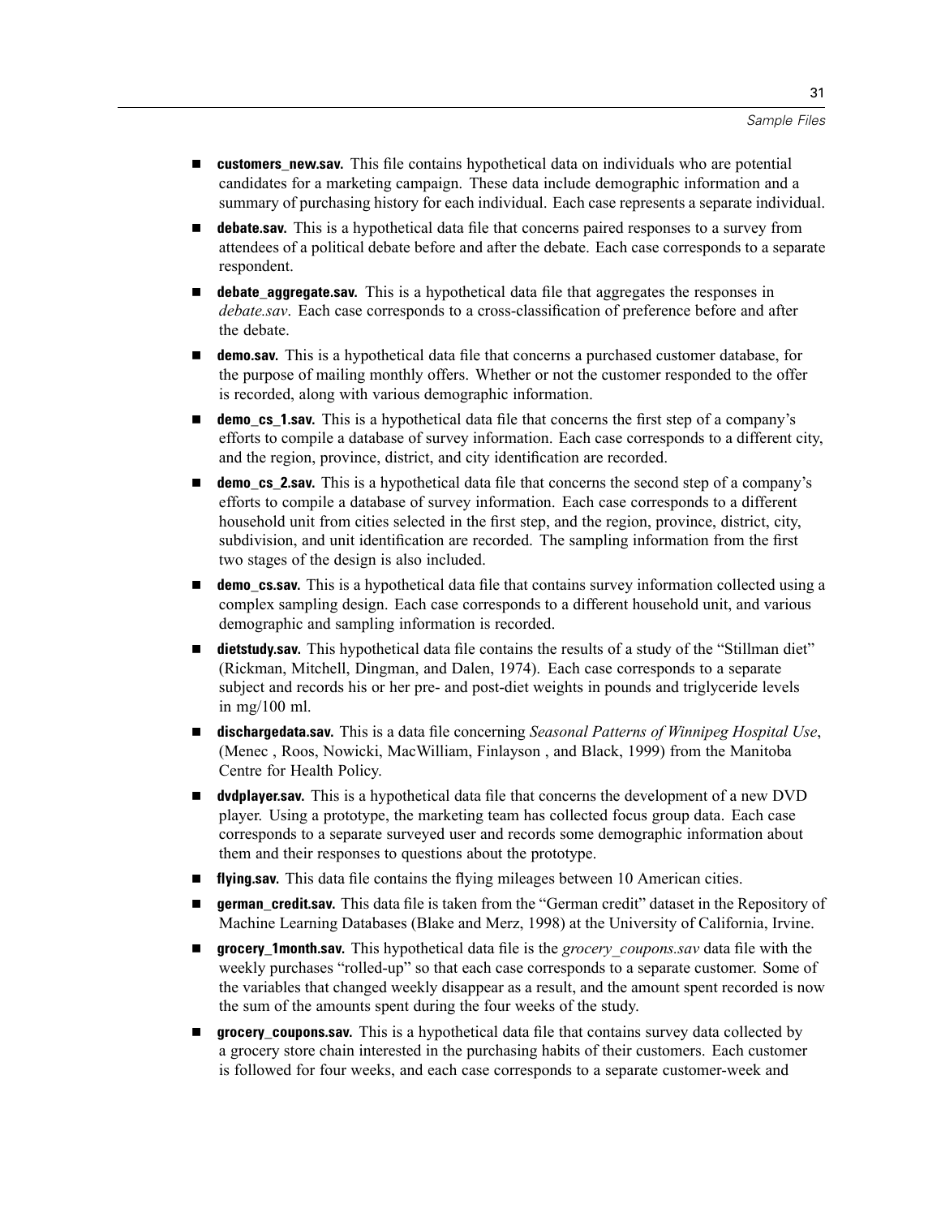- **customers_new.sav.** This file contains hypothetical data on individuals who are potential candidates for a marketing campaign. These data include demographic information and a summary of purchasing history for each individual. Each case represents a separate individual.
- **debate.sav.** This is a hypothetical data file that concerns paired responses to a survey from attendees of a political debate before and after the debate. Each case corresponds to a separate respondent.
- **debate_aggregate.sav.** This is a hypothetical data file that aggregates the responses in *debate.sav*. Each case corresponds to a cross-classification of preference before and after the debate.
- **demo.sav.** This is a hypothetical data file that concerns a purchased customer database, for the purpose of mailing monthly offers. Whether or not the customer responded to the offer is recorded, along with various demographic information.
- **demo_cs_1.sav.** This is a hypothetical data file that concerns the first step of a company's efforts to compile a database of survey information. Each case corresponds to a different city, and the region, province, district, and city identification are recorded.
- **demo_cs_2.sav.** This is a hypothetical data file that concerns the second step of a company's efforts to compile a database of survey information. Each case corresponds to a different household unit from cities selected in the first step, and the region, province, district, city, subdivision, and unit identification are recorded. The sampling information from the first two stages of the design is also included.
- **demo_cs.sav.** This is a hypothetical data file that contains survey information collected using a complex sampling design. Each case corresponds to a different household unit, and various demographic and sampling information is recorded.
- **dietstudy.sav.** This hypothetical data file contains the results of a study of the "Stillman diet" (Rickman, Mitchell, Dingman, and Dalen, 1974). Each case corresponds to a separate subject and records his or her pre- and post-diet weights in pounds and triglyceride levels in mg/100 ml.
- **dischargedata.sav.** This is a data file concerning *Seasonal Patterns of Winnipeg Hospital Use*, (Menec , Roos, Nowicki, MacWilliam, Finlayson , and Black, 1999) from the Manitoba Centre for Health Policy.
- **dvdplayer.sav.** This is a hypothetical data file that concerns the development of a new DVD player. Using a prototype, the marketing team has collected focus group data. Each case corresponds to a separate surveyed user and records some demographic information about them and their responses to questions about the prototype.
- **flying.sav.** This data file contains the flying mileages between 10 American cities.
- **german_credit.sav.** This data file is taken from the "German credit" dataset in the Repository of Machine Learning Databases (Blake and Merz, 1998) at the University of California, Irvine.
- **grocery_1month.sav.** This hypothetical data file is the *grocery_coupons.sav* data file with the weekly purchases "rolled-up" so that each case corresponds to a separate customer. Some of the variables that changed weekly disappear as a result, and the amount spent recorded is now the sum of the amounts spent during the four weeks of the study.
- **grocery_coupons.sav.** This is a hypothetical data file that contains survey data collected by a grocery store chain interested in the purchasing habits of their customers. Each customer is followed for four weeks, and each case corresponds to a separate customer-week and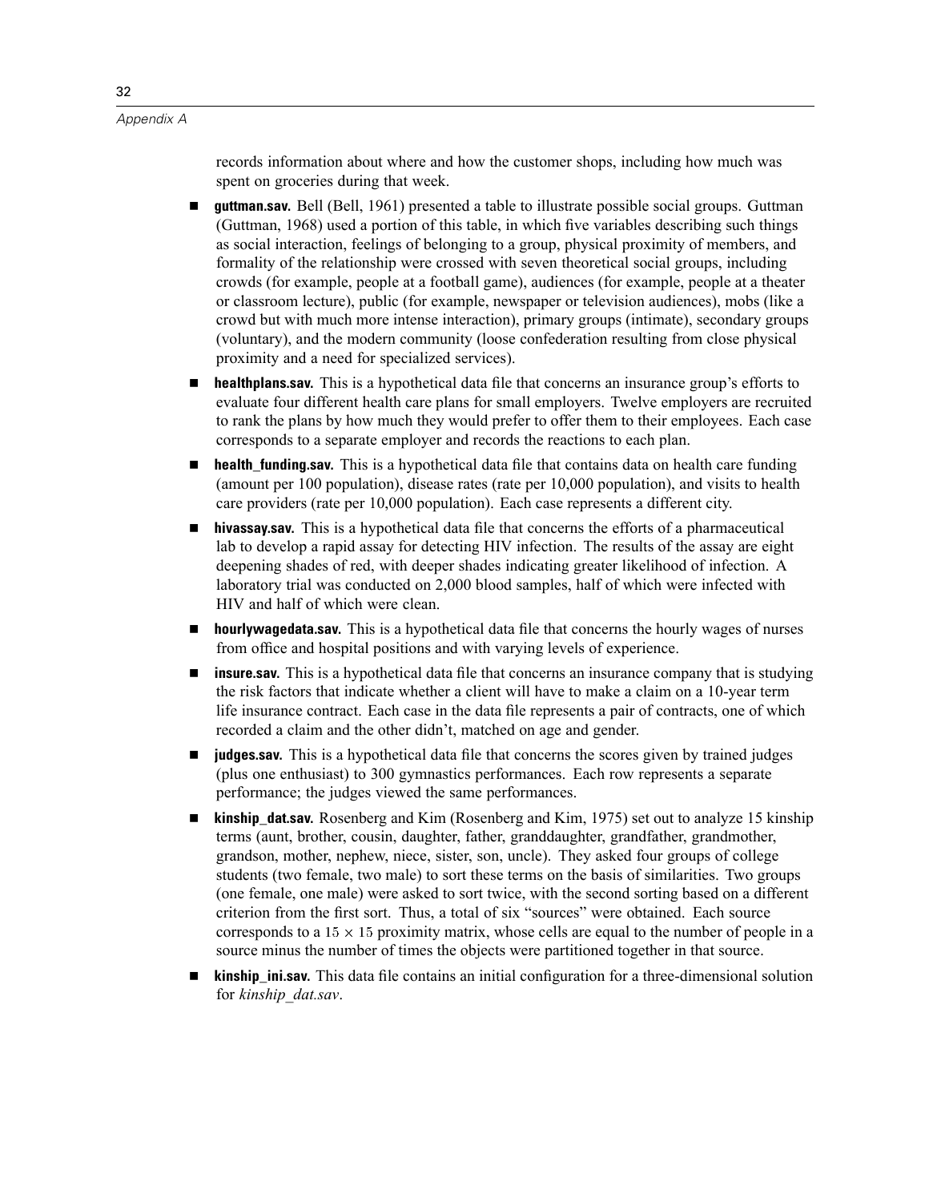records information about where and how the customer shops, including how much was spent on groceries during that week.

- **guttman.sav.** Bell (Bell, 1961) presented a table to illustrate possible social groups. Guttman (Guttman, 1968) used a portion of this table, in which five variables describing such things as social interaction, feelings of belonging to a group, physical proximity of members, and formality of the relationship were crossed with seven theoretical social groups, including crowds (for example, people at a football game), audiences (for example, people at a theater or classroom lecture), public (for example, newspaper or television audiences), mobs (like a crowd but with much more intense interaction), primary groups (intimate), secondary groups (voluntary), and the modern community (loose confederation resulting from close physical proximity and a need for specialized services).
- **healthplans.sav.** This is a hypothetical data file that concerns an insurance group's efforts to evaluate four different health care plans for small employers. Twelve employers are recruited to rank the plans by how much they would prefer to offer them to their employees. Each case corresponds to a separate employer and records the reactions to each plan.
- **health_funding.sav.** This is a hypothetical data file that contains data on health care funding (amount per 100 population), disease rates (rate per 10,000 population), and visits to health care providers (rate per 10,000 population). Each case represents a different city.
- **hivassay.sav.** This is a hypothetical data file that concerns the efforts of a pharmaceutical lab to develop a rapid assay for detecting HIV infection. The results of the assay are eight deepening shades of red, with deeper shades indicating greater likelihood of infection. A laboratory trial was conducted on 2,000 blood samples, half of which were infected with HIV and half of which were clean.
- **hourlywagedata.sav.** This is a hypothetical data file that concerns the hourly wages of nurses from office and hospital positions and with varying levels of experience.
- **insure.sav.** This is a hypothetical data file that concerns an insurance company that is studying the risk factors that indicate whether a client will have to make a claim on a 10-year term life insurance contract. Each case in the data file represents a pair of contracts, one of which recorded a claim and the other didn't, matched on age and gender.
- **judges.sav.** This is a hypothetical data file that concerns the scores given by trained judges (plus one enthusiast) to 300 gymnastics performances. Each row represents a separate performance; the judges viewed the same performances.
- **kinship_dat.sav.** Rosenberg and Kim (Rosenberg and Kim, 1975) set out to analyze 15 kinship terms (aunt, brother, cousin, daughter, father, granddaughter, grandfather, grandmother, grandson, mother, nephew, niece, sister, son, uncle). They asked four groups of college students (two female, two male) to sort these terms on the basis of similarities. Two groups (one female, one male) were asked to sort twice, with the second sorting based on a different criterion from the first sort. Thus, a total of six "sources" were obtained. Each source corresponds to a $15 \times 15$ proximity matrix, whose cells are equal to the number of people in a source minus the number of times the objects were partitioned together in that source.
- **kinship_ini.sav.** This data file contains an initial configuration for a three-dimensional solution for *kinship_dat.sav*.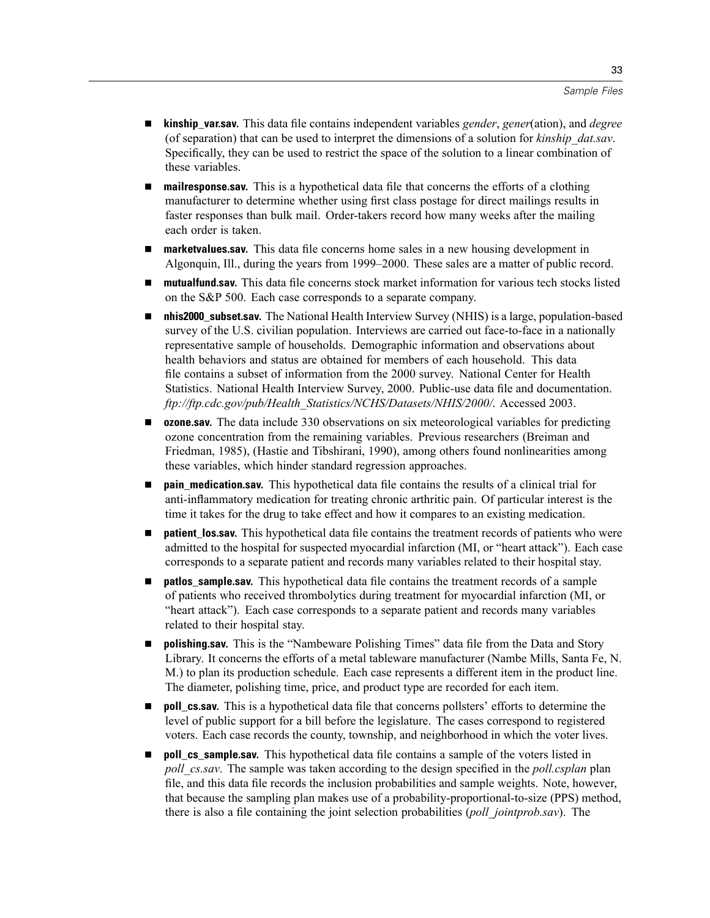- **kinship_var.sav.** This data file contains independent variables *gender*, *gener*(ation), and *degree* (of separation) that can be used to interpret the dimensions of a solution for *kinship_dat.sav*. Specifically, they can be used to restrict the space of the solution to a linear combination of these variables.
- **mailresponse.sav.** This is a hypothetical data file that concerns the efforts of a clothing manufacturer to determine whether using first class postage for direct mailings results in faster responses than bulk mail. Order-takers record how many weeks after the mailing each order is taken.
- **marketvalues.sav.** This data file concerns home sales in a new housing development in Algonquin, Ill., during the years from 1999–2000. These sales are a matter of public record.
- **mutualfund.sav.** This data file concerns stock market information for various tech stocks listed on the S&P 500. Each case corresponds to a separate company.
- **nhis2000_subset.sav.** The National Health Interview Survey (NHIS) is a large, population-based survey of the U.S. civilian population. Interviews are carried out face-to-face in a nationally representative sample of households. Demographic information and observations about health behaviors and status are obtained for members of each household. This data file contains a subset of information from the 2000 survey. National Center for Health Statistics. National Health Interview Survey, 2000. Public-use data file and documentation. *ftp://ftp.cdc.gov/pub/Health_Statistics/NCHS/Datasets/NHIS/2000/*. Accessed 2003.
- **ozone.sav.** The data include 330 observations on six meteorological variables for predicting ozone concentration from the remaining variables. Previous researchers (Breiman and Friedman, 1985), (Hastie and Tibshirani, 1990), among others found nonlinearities among these variables, which hinder standard regression approaches.
- **pain_medication.sav.** This hypothetical data file contains the results of a clinical trial for anti-inflammatory medication for treating chronic arthritic pain. Of particular interest is the time it takes for the drug to take effect and how it compares to an existing medication.
- **patient_los.sav.** This hypothetical data file contains the treatment records of patients who were admitted to the hospital for suspected myocardial infarction (MI, or "heart attack"). Each case corresponds to a separate patient and records many variables related to their hospital stay.
- **patlos_sample.sav.** This hypothetical data file contains the treatment records of a sample of patients who received thrombolytics during treatment for myocardial infarction (MI, or "heart attack"). Each case corresponds to a separate patient and records many variables related to their hospital stay.
- **polishing.sav.** This is the "Nambeware Polishing Times" data file from the Data and Story Library. It concerns the efforts of a metal tableware manufacturer (Nambe Mills, Santa Fe, N. M.) to plan its production schedule. Each case represents a different item in the product line. The diameter, polishing time, price, and product type are recorded for each item.
- **poll_cs.sav.** This is a hypothetical data file that concerns pollsters' efforts to determine the level of public support for a bill before the legislature. The cases correspond to registered voters. Each case records the county, township, and neighborhood in which the voter lives.
- **poll_cs_sample.sav.** This hypothetical data file contains a sample of the voters listed in *poll_cs.sav*. The sample was taken according to the design specified in the *poll.csplan* plan file, and this data file records the inclusion probabilities and sample weights. Note, however, that because the sampling plan makes use of a probability-proportional-to-size (PPS) method, there is also a file containing the joint selection probabilities (*poll_jointprob.sav*). The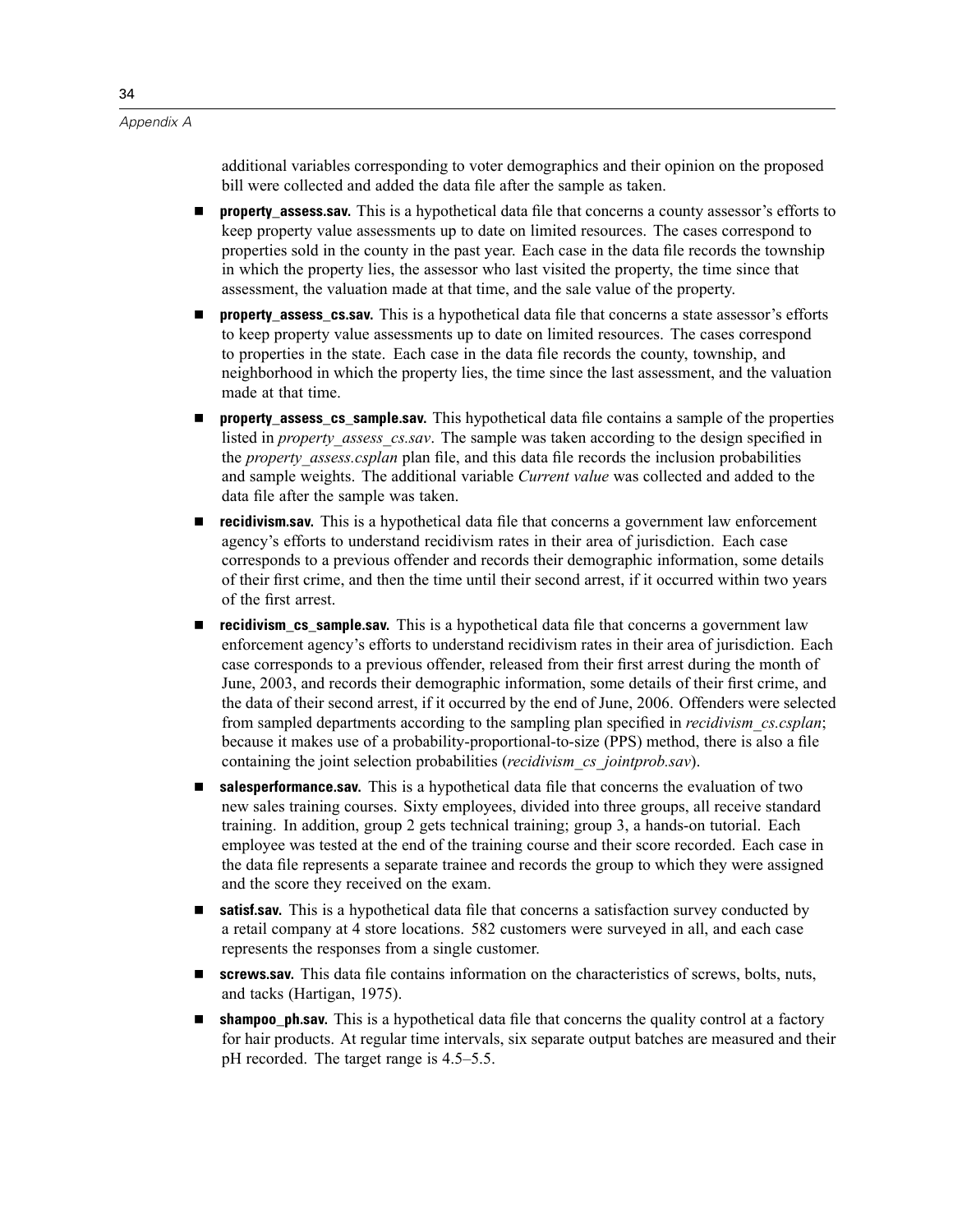additional variables corresponding to voter demographics and their opinion on the proposed bill were collected and added the data file after the sample as taken.

- **property_assess.sav.** This is a hypothetical data file that concerns a county assessor's efforts to keep property value assessments up to date on limited resources. The cases correspond to properties sold in the county in the past year. Each case in the data file records the township in which the property lies, the assessor who last visited the property, the time since that assessment, the valuation made at that time, and the sale value of the property.
- **property_assess_cs.sav.** This is a hypothetical data file that concerns a state assessor's efforts to keep property value assessments up to date on limited resources. The cases correspond to properties in the state. Each case in the data file records the county, township, and neighborhood in which the property lies, the time since the last assessment, and the valuation made at that time.
- **property_assess_cs_sample.sav.** This hypothetical data file contains a sample of the properties listed in *property_assess_cs.sav*. The sample was taken according to the design specified in the *property_assess.csplan* plan file, and this data file records the inclusion probabilities and sample weights. The additional variable *Current value* was collected and added to the data file after the sample was taken.
- **recidivism.sav.** This is a hypothetical data file that concerns a government law enforcement agency's efforts to understand recidivism rates in their area of jurisdiction. Each case corresponds to a previous offender and records their demographic information, some details of their first crime, and then the time until their second arrest, if it occurred within two years of the first arrest.
- **recidivism_cs_sample.sav.** This is a hypothetical data file that concerns a government law enforcement agency's efforts to understand recidivism rates in their area of jurisdiction. Each case corresponds to a previous offender, released from their first arrest during the month of June, 2003, and records their demographic information, some details of their first crime, and the data of their second arrest, if it occurred by the end of June, 2006. Offenders were selected from sampled departments according to the sampling plan specified in *recidivism_cs.csplan*; because it makes use of a probability-proportional-to-size (PPS) method, there is also a file containing the joint selection probabilities (*recidivism_cs_jointprob.sav*).
- **salesperformance.sav.** This is a hypothetical data file that concerns the evaluation of two new sales training courses. Sixty employees, divided into three groups, all receive standard training. In addition, group 2 gets technical training; group 3, a hands-on tutorial. Each employee was tested at the end of the training course and their score recorded. Each case in the data file represents a separate trainee and records the group to which they were assigned and the score they received on the exam.
- **satisf.sav.** This is a hypothetical data file that concerns a satisfaction survey conducted by a retail company at 4 store locations. 582 customers were surveyed in all, and each case represents the responses from a single customer.
- **screws.sav.** This data file contains information on the characteristics of screws, bolts, nuts, and tacks (Hartigan, 1975).
- **shampoo_ph.sav.** This is a hypothetical data file that concerns the quality control at a factory for hair products. At regular time intervals, six separate output batches are measured and their pH recorded. The target range is 4.5–5.5.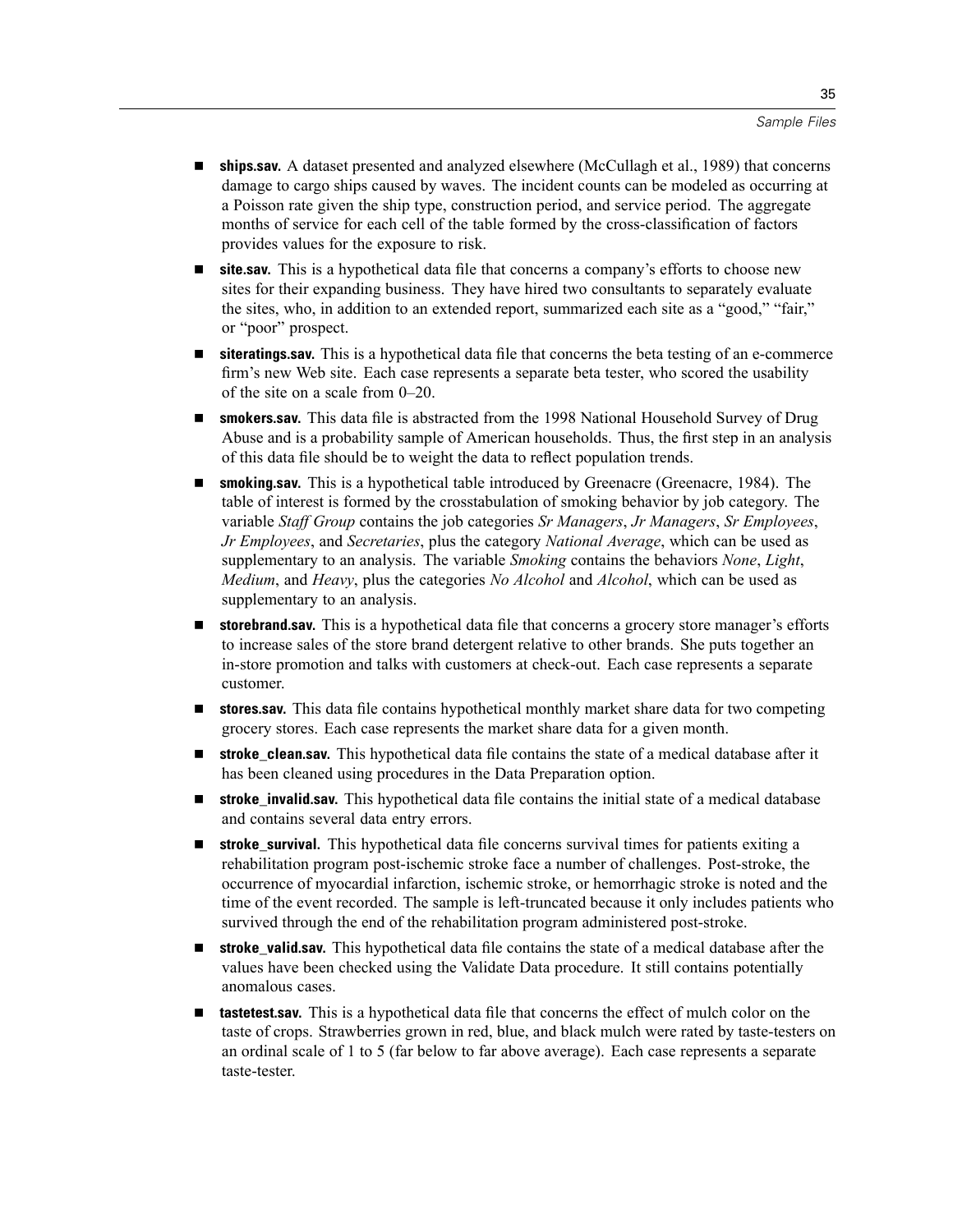- **ships.sav.** A dataset presented and analyzed elsewhere (McCullagh et al., 1989) that concerns damage to cargo ships caused by waves. The incident counts can be modeled as occurring at a Poisson rate given the ship type, construction period, and service period. The aggregate months of service for each cell of the table formed by the cross-classification of factors provides values for the exposure to risk.
- **site.sav.** This is a hypothetical data file that concerns a company's efforts to choose new sites for their expanding business. They have hired two consultants to separately evaluate the sites, who, in addition to an extended report, summarized each site as a "good," "fair," or "poor" prospect.
- **siteratings.sav.** This is a hypothetical data file that concerns the beta testing of an e-commerce firm's new Web site. Each case represents a separate beta tester, who scored the usability of the site on a scale from 0–20.
- **smokers.sav.** This data file is abstracted from the 1998 National Household Survey of Drug Abuse and is a probability sample of American households. Thus, the first step in an analysis of this data file should be to weight the data to reflect population trends.
- **smoking.sav.** This is a hypothetical table introduced by Greenacre (Greenacre, 1984). The table of interest is formed by the crosstabulation of smoking behavior by job category. The variable *Staff Group* contains the job categories *Sr Managers*, *Jr Managers*, *Sr Employees*, *Jr Employees*, and *Secretaries*, plus the category *National Average*, which can be used as supplementary to an analysis. The variable *Smoking* contains the behaviors *None*, *Light*, *Medium*, and *Heavy*, plus the categories *No Alcohol* and *Alcohol*, which can be used as supplementary to an analysis.
- **storebrand.sav.** This is a hypothetical data file that concerns a grocery store manager's efforts to increase sales of the store brand detergent relative to other brands. She puts together an in-store promotion and talks with customers at check-out. Each case represents a separate customer.
- **stores.sav.** This data file contains hypothetical monthly market share data for two competing grocery stores. Each case represents the market share data for a given month.
- **stroke_clean.sav.** This hypothetical data file contains the state of a medical database after it has been cleaned using procedures in the Data Preparation option.
- **stroke_invalid.sav.** This hypothetical data file contains the initial state of a medical database and contains several data entry errors.
- **stroke_survival.** This hypothetical data file concerns survival times for patients exiting a rehabilitation program post-ischemic stroke face a number of challenges. Post-stroke, the occurrence of myocardial infarction, ischemic stroke, or hemorrhagic stroke is noted and the time of the event recorded. The sample is left-truncated because it only includes patients who survived through the end of the rehabilitation program administered post-stroke.
- **stroke_valid.sav.** This hypothetical data file contains the state of a medical database after the values have been checked using the Validate Data procedure. It still contains potentially anomalous cases.
- **tastetest.sav.** This is a hypothetical data file that concerns the effect of mulch color on the taste of crops. Strawberries grown in red, blue, and black mulch were rated by taste-testers on an ordinal scale of 1 to 5 (far below to far above average). Each case represents a separate taste-tester.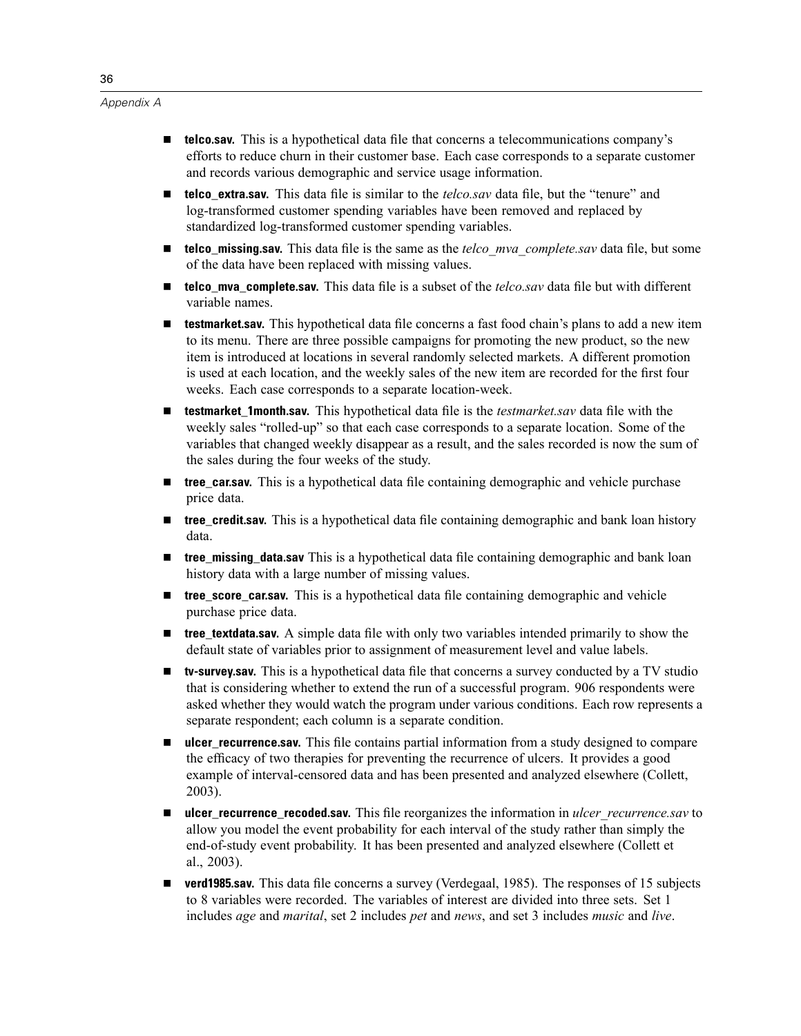- **telco.sav.** This is a hypothetical data file that concerns a telecommunications company's efforts to reduce churn in their customer base. Each case corresponds to a separate customer and records various demographic and service usage information.
- **telco_extra.sav.** This data file is similar to the *telco.sav* data file, but the "tenure" and log-transformed customer spending variables have been removed and replaced by standardized log-transformed customer spending variables.
- **telco_missing.sav.** This data file is the same as the *telco_mva_complete.sav* data file, but some of the data have been replaced with missing values.
- **telco_mva_complete.sav.** This data file is a subset of the *telco.sav* data file but with different variable names.
- **testmarket.sav.** This hypothetical data file concerns a fast food chain's plans to add a new item to its menu. There are three possible campaigns for promoting the new product, so the new item is introduced at locations in several randomly selected markets. A different promotion is used at each location, and the weekly sales of the new item are recorded for the first four weeks. Each case corresponds to a separate location-week.
- **testmarket_1month.sav.** This hypothetical data file is the *testmarket.sav* data file with the weekly sales "rolled-up" so that each case corresponds to a separate location. Some of the variables that changed weekly disappear as a result, and the sales recorded is now the sum of the sales during the four weeks of the study.
- **tree_car.sav.** This is a hypothetical data file containing demographic and vehicle purchase price data.
- **tree_credit.sav.** This is a hypothetical data file containing demographic and bank loan history data.
- **tree_missing_data.sav** This is a hypothetical data file containing demographic and bank loan history data with a large number of missing values.
- **tree_score_car.sav.** This is a hypothetical data file containing demographic and vehicle purchase price data.
- **tree_textdata.sav.** A simple data file with only two variables intended primarily to show the default state of variables prior to assignment of measurement level and value labels.
- **tv-survey.sav.** This is a hypothetical data file that concerns a survey conducted by a TV studio that is considering whether to extend the run of a successful program. 906 respondents were asked whether they would watch the program under various conditions. Each row represents a separate respondent; each column is a separate condition.
- **ulcer_recurrence.sav.** This file contains partial information from a study designed to compare the efficacy of two therapies for preventing the recurrence of ulcers. It provides a good example of interval-censored data and has been presented and analyzed elsewhere (Collett, 2003).
- **ulcer_recurrence_recoded.sav.** This file reorganizes the information in *ulcer_recurrence.sav* to allow you model the event probability for each interval of the study rather than simply the end-of-study event probability. It has been presented and analyzed elsewhere (Collett et al., 2003).
- **verd1985.sav.** This data file concerns a survey (Verdegaal, 1985). The responses of 15 subjects to 8 variables were recorded. The variables of interest are divided into three sets. Set 1 includes *age* and *marital*, set 2 includes *pet* and *news*, and set 3 includes *music* and *live*.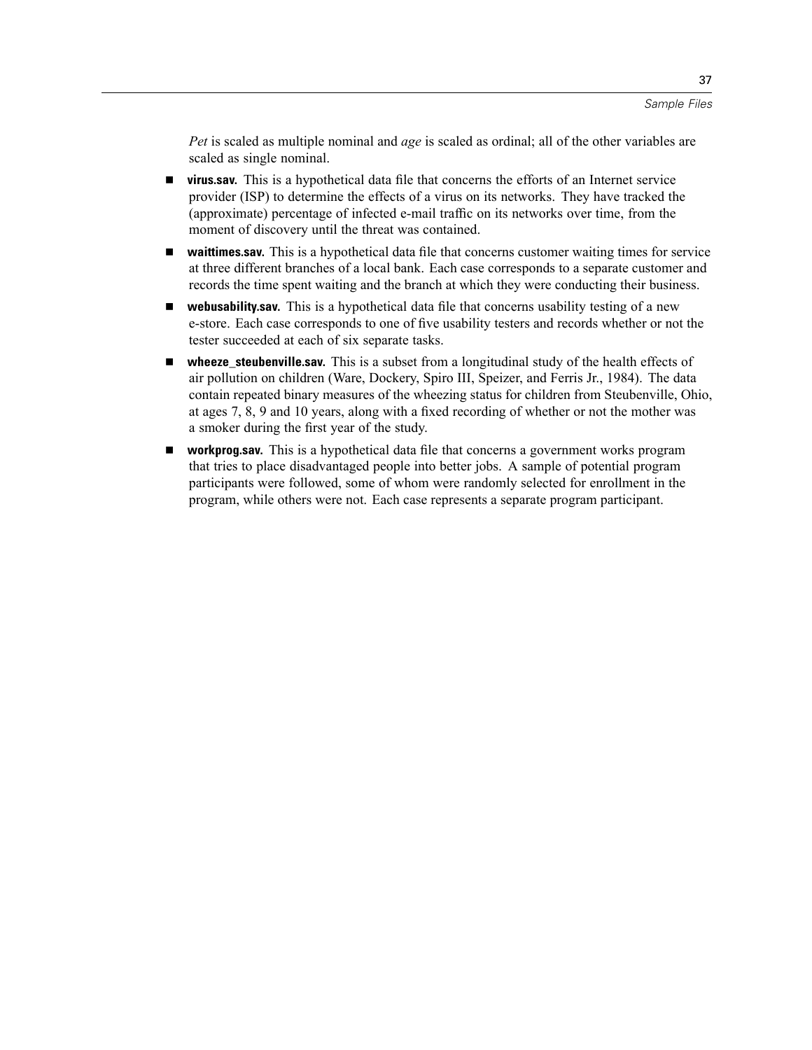*Pet* is scaled as multiple nominal and *age* is scaled as ordinal; all of the other variables are scaled as single nominal.

- **virus.sav.** This is a hypothetical data file that concerns the efforts of an Internet service provider (ISP) to determine the effects of a virus on its networks. They have tracked the (approximate) percentage of infected e-mail traffic on its networks over time, from the moment of discovery until the threat was contained.
- **waittimes.sav.** This is a hypothetical data file that concerns customer waiting times for service at three different branches of a local bank. Each case corresponds to a separate customer and records the time spent waiting and the branch at which they were conducting their business.
- **webusability.sav.** This is a hypothetical data file that concerns usability testing of a new e-store. Each case corresponds to one of five usability testers and records whether or not the tester succeeded at each of six separate tasks.
- **wheeze_steubenville.sav.** This is a subset from a longitudinal study of the health effects of air pollution on children (Ware, Dockery, Spiro III, Speizer, and Ferris Jr., 1984). The data contain repeated binary measures of the wheezing status for children from Steubenville, Ohio, at ages 7, 8, 9 and 10 years, along with a fixed recording of whether or not the mother was a smoker during the first year of the study.
- **workprog.sav.** This is a hypothetical data file that concerns a government works program that tries to place disadvantaged people into better jobs. A sample of potential program participants were followed, some of whom were randomly selected for enrollment in the program, while others were not. Each case represents a separate program participant.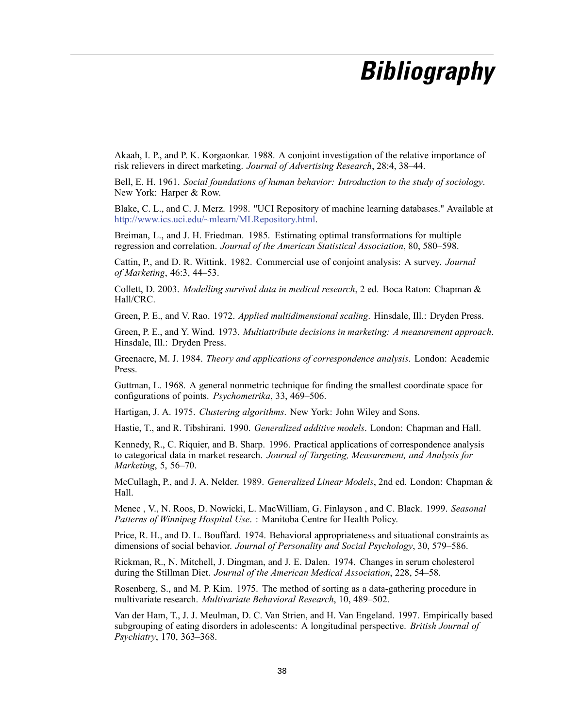# Bibliography

Akaah, I. P., and P. K. Korgaonkar. 1988. A conjoint investigation of the relative importance of risk relievers in direct marketing. *Journal of Advertising Research*, 28:4, 38–44.

Bell, E. H. 1961. *Social foundations of human behavior: Introduction to the study of sociology*. New York: Harper & Row.

Blake, C. L., and C. J. Merz. 1998. "UCI Repository of machine learning databases." Available at http://www.ics.uci.edu/~mlearn/MLRepository.html.

Breiman, L., and J. H. Friedman. 1985. Estimating optimal transformations for multiple regression and correlation. *Journal of the American Statistical Association*, 80, 580–598.

Cattin, P., and D. R. Wittink. 1982. Commercial use of conjoint analysis: A survey. *Journal of Marketing*, 46:3, 44–53.

Collett, D. 2003. *Modelling survival data in medical research*, 2 ed. Boca Raton: Chapman & Hall/CRC.

Green, P. E., and V. Rao. 1972. *Applied multidimensional scaling*. Hinsdale, Ill.: Dryden Press.

Green, P. E., and Y. Wind. 1973. *Multiattribute decisions in marketing: A measurement approach*. Hinsdale, Ill.: Dryden Press.

Greenacre, M. J. 1984. *Theory and applications of correspondence analysis*. London: Academic Press.

Guttman, L. 1968. A general nonmetric technique for finding the smallest coordinate space for configurations of points. *Psychometrika*, 33, 469–506.

Hartigan, J. A. 1975. *Clustering algorithms*. New York: John Wiley and Sons.

Hastie, T., and R. Tibshirani. 1990. *Generalized additive models*. London: Chapman and Hall.

Kennedy, R., C. Riquier, and B. Sharp. 1996. Practical applications of correspondence analysis to categorical data in market research. *Journal of Targeting, Measurement, and Analysis for Marketing*, 5, 56–70.

McCullagh, P., and J. A. Nelder. 1989. *Generalized Linear Models*, 2nd ed. London: Chapman & Hall.

Menec , V., N. Roos, D. Nowicki, L. MacWilliam, G. Finlayson , and C. Black. 1999. *Seasonal Patterns of Winnipeg Hospital Use*. : Manitoba Centre for Health Policy.

Price, R. H., and D. L. Bouffard. 1974. Behavioral appropriateness and situational constraints as dimensions of social behavior. *Journal of Personality and Social Psychology*, 30, 579–586.

Rickman, R., N. Mitchell, J. Dingman, and J. E. Dalen. 1974. Changes in serum cholesterol during the Stillman Diet. *Journal of the American Medical Association*, 228, 54–58.

Rosenberg, S., and M. P. Kim. 1975. The method of sorting as a data-gathering procedure in multivariate research. *Multivariate Behavioral Research*, 10, 489–502.

Van der Ham, T., J. J. Meulman, D. C. Van Strien, and H. Van Engeland. 1997. Empirically based subgrouping of eating disorders in adolescents: A longitudinal perspective. *British Journal of Psychiatry*, 170, 363–368.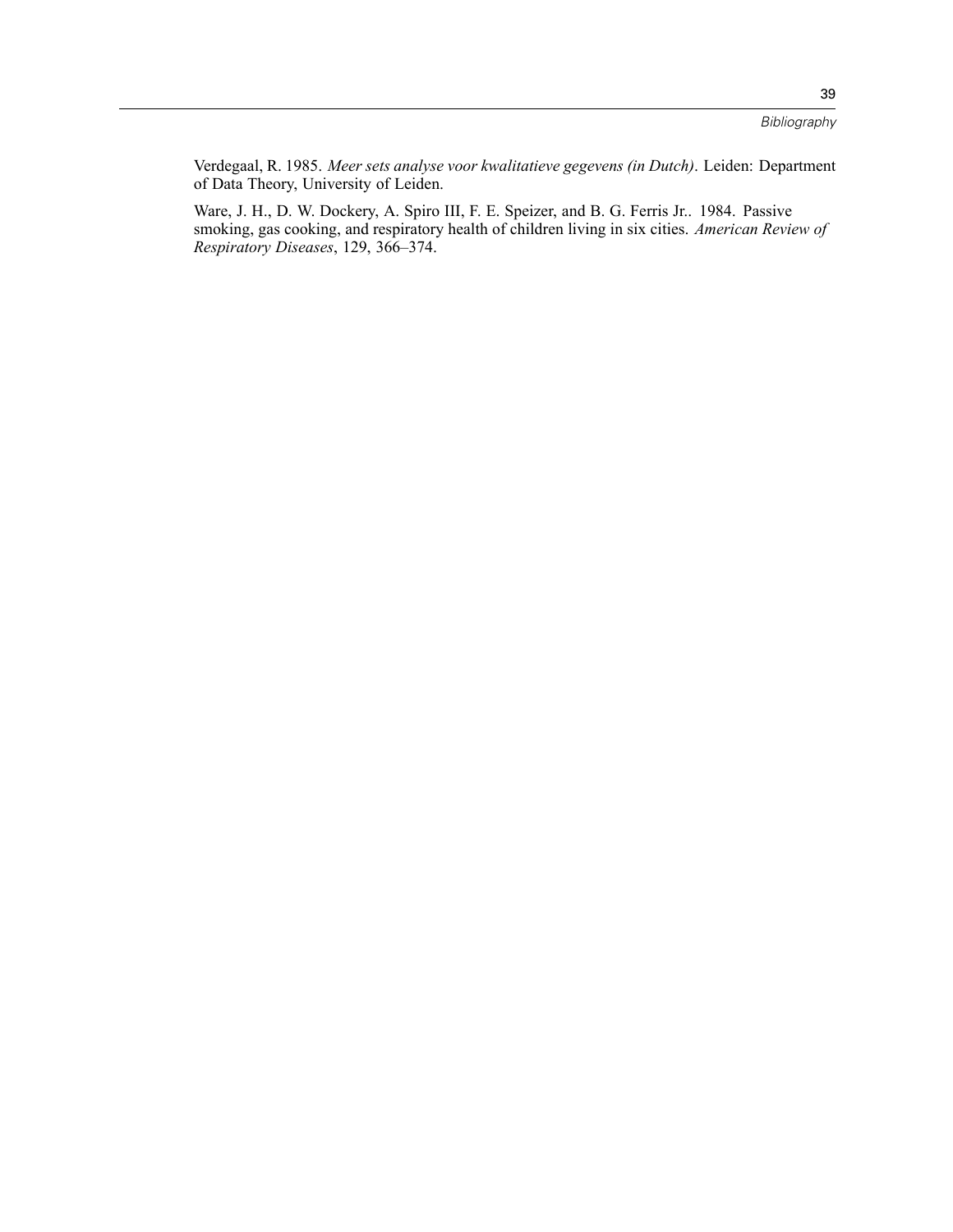Verdegaal, R. 1985. *Meer sets analyse voor kwalitatieve gegevens (in Dutch)*. Leiden: Department of Data Theory, University of Leiden.

Ware, J. H., D. W. Dockery, A. Spiro III, F. E. Speizer, and B. G. Ferris Jr.. 1984. Passive smoking, gas cooking, and respiratory health of children living in six cities. *American Review of Respiratory Diseases*, 129, 366–374.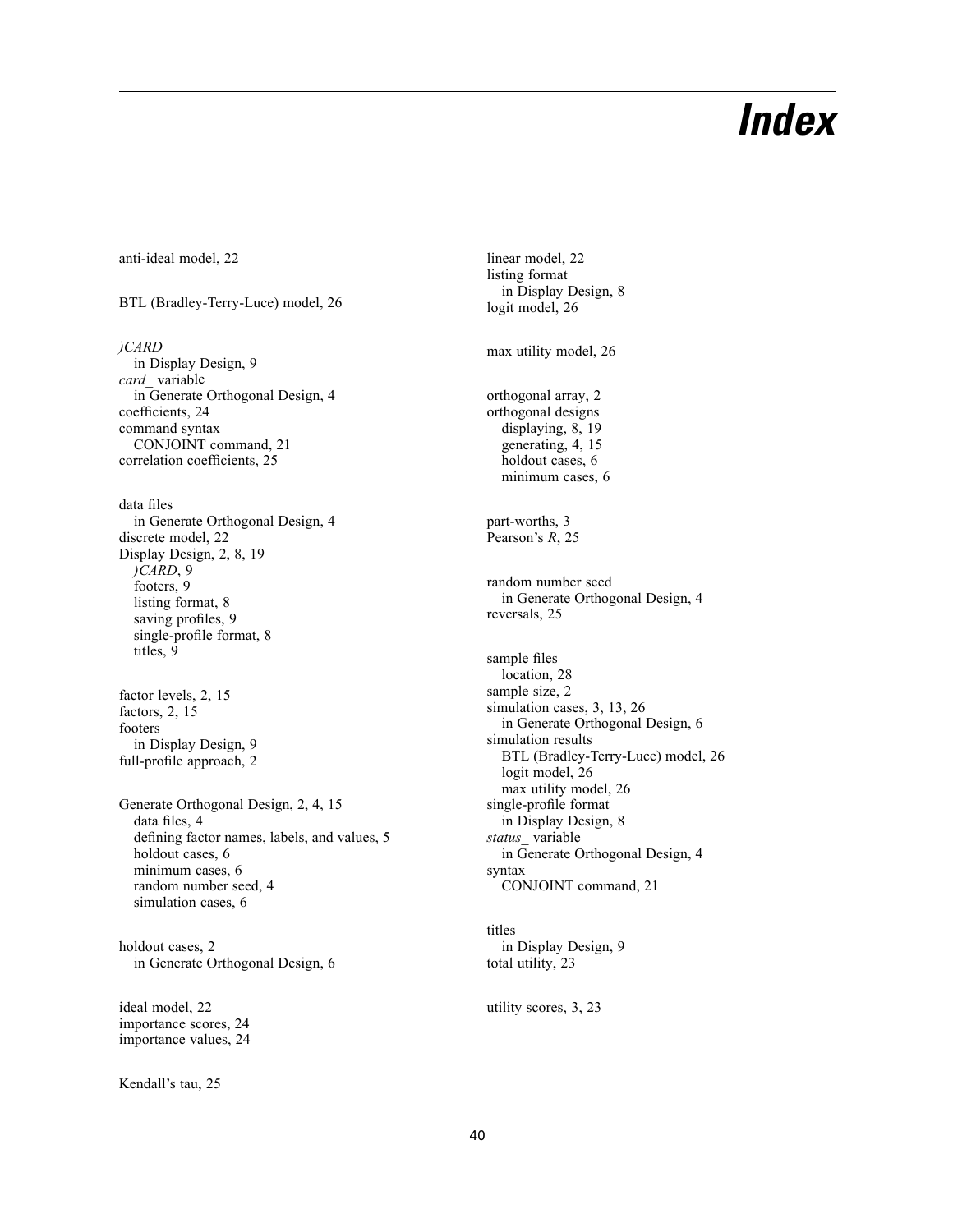# Index

anti-ideal model, 22

BTL (Bradley-Terry-Luce) model, 26

*)CARD*
  in Display Design, 9
*card_* variable
  in Generate Orthogonal Design, 4
coefficients, 24
command syntax
  CONJOINT command, 21
correlation coefficients, 25

data files
  in Generate Orthogonal Design, 4
discrete model, 22
Display Design, 2, 8, 19
  *)CARD*, 9
  footers, 9
  listing format, 8
  saving profiles, 9
  single-profile format, 8
  titles, 9

factor levels, 2, 15
factors, 2, 15
footers
  in Display Design, 9
full-profile approach, 2

Generate Orthogonal Design, 2, 4, 15
  data files, 4
  defining factor names, labels, and values, 5
  holdout cases, 6
  minimum cases, 6
  random number seed, 4
  simulation cases, 6

holdout cases, 2
  in Generate Orthogonal Design, 6

ideal model, 22
importance scores, 24
importance values, 24

Kendall's tau, 25

linear model, 22
listing format
  in Display Design, 8
logit model, 26

max utility model, 26

orthogonal array, 2
orthogonal designs
  displaying, 8, 19
  generating, 4, 15
  holdout cases, 6
  minimum cases, 6

part-worths, 3
Pearson's *R*, 25

random number seed
  in Generate Orthogonal Design, 4
reversals, 25

sample files
  location, 28
sample size, 2
simulation cases, 3, 13, 26
  in Generate Orthogonal Design, 6
simulation results
  BTL (Bradley-Terry-Luce) model, 26
  logit model, 26
  max utility model, 26
single-profile format
  in Display Design, 8
*status_* variable
  in Generate Orthogonal Design, 4
syntax
  CONJOINT command, 21

titles
  in Display Design, 9
total utility, 23

utility scores, 3, 23